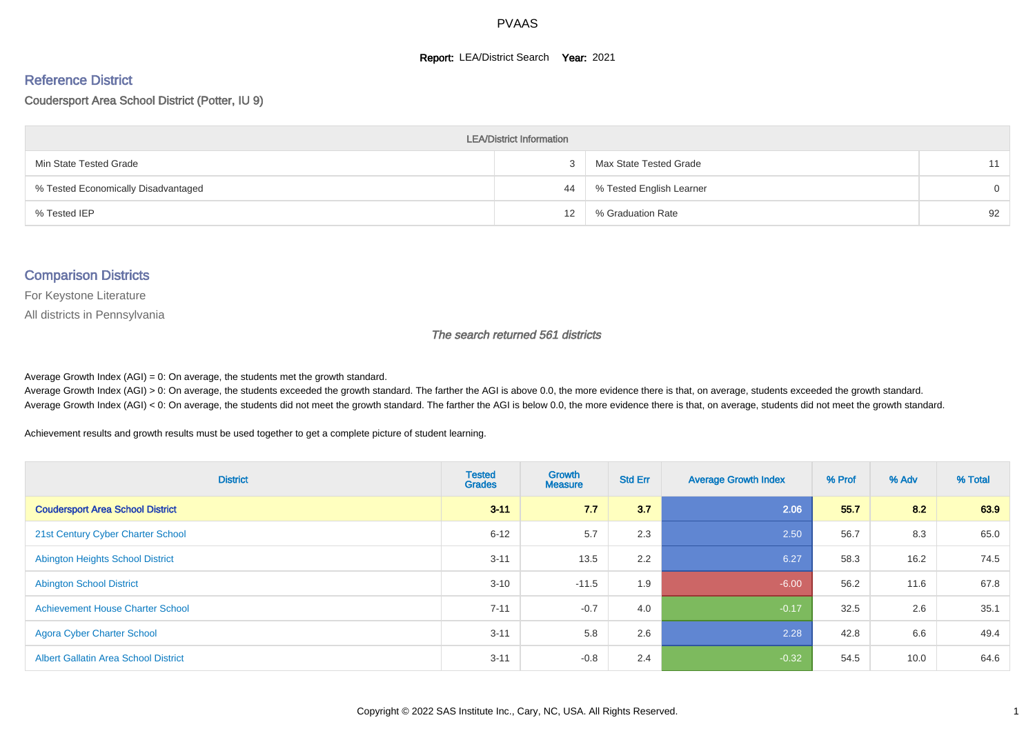# PVAAS

**Report:** LEA/District Search **Year:** 2021

## Reference District

Coudersport Area School District (Potter, IU 9)

| LEA/District Information | | | |
|---|---|---|---|
| Min State Tested Grade | 3 | Max State Tested Grade | 11 |
| % Tested Economically Disadvantaged | 44 | % Tested English Learner | 0 |
| % Tested IEP | 12 | % Graduation Rate | 92 |

## Comparison Districts

For Keystone Literature

All districts in Pennsylvania

*The search returned 561 districts*

Average Growth Index (AGI) = 0: On average, the students met the growth standard.
Average Growth Index (AGI) > 0: On average, the students exceeded the growth standard. The farther the AGI is above 0.0, the more evidence there is that, on average, students exceeded the growth standard.
Average Growth Index (AGI) < 0: On average, the students did not meet the growth standard. The farther the AGI is below 0.0, the more evidence there is that, on average, students did not meet the growth standard.

Achievement results and growth results must be used together to get a complete picture of student learning.

| District | Tested Grades | Growth Measure | Std Err | Average Growth Index | % Prof | % Adv | % Total |
|---|---|---|---|---|---|---|---|
| **Coudersport Area School District** | **3-11** | **7.7** | **3.7** | **2.06** | **55.7** | **8.2** | **63.9** |
| 21st Century Cyber Charter School | 6-12 | 5.7 | 2.3 | 2.50 | 56.7 | 8.3 | 65.0 |
| Abington Heights School District | 3-11 | 13.5 | 2.2 | 6.27 | 58.3 | 16.2 | 74.5 |
| Abington School District | 3-10 | -11.5 | 1.9 | -6.00 | 56.2 | 11.6 | 67.8 |
| Achievement House Charter School | 7-11 | -0.7 | 4.0 | -0.17 | 32.5 | 2.6 | 35.1 |
| Agora Cyber Charter School | 3-11 | 5.8 | 2.6 | 2.28 | 42.8 | 6.6 | 49.4 |
| Albert Gallatin Area School District | 3-11 | -0.8 | 2.4 | -0.32 | 54.5 | 10.0 | 64.6 |

Copyright © 2022 SAS Institute Inc., Cary, NC, USA. All Rights Reserved.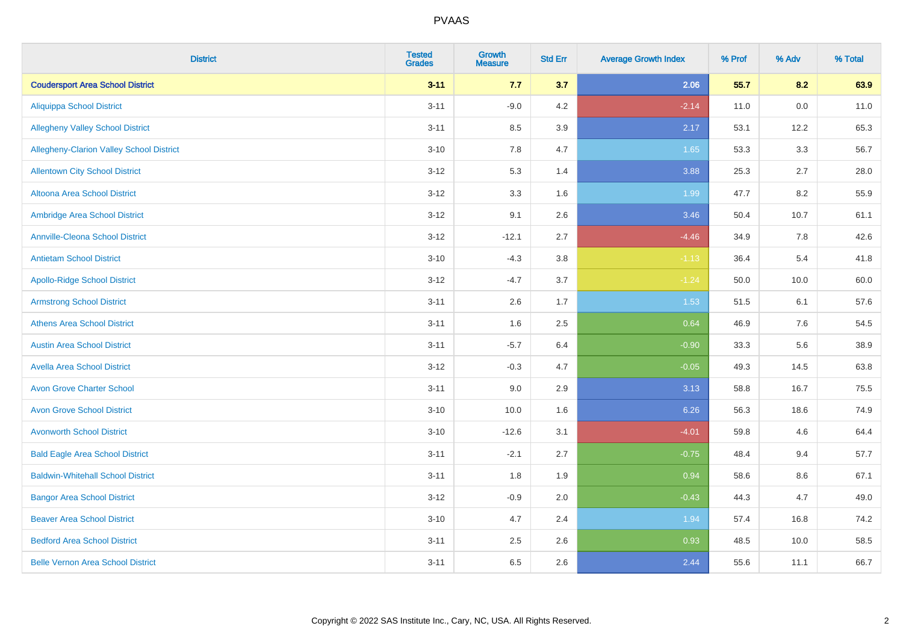# PVAAS

| District | Tested Grades | Growth Measure | Std Err | Average Growth Index | % Prof | % Adv | % Total |
|---|---|---|---|---|---|---|---|
| **Coudersport Area School District** | **3-11** | **7.7** | **3.7** | **2.06** | **55.7** | **8.2** | **63.9** |
| Aliquippa School District | 3-11 | -9.0 | 4.2 | -2.14 | 11.0 | 0.0 | 11.0 |
| Allegheny Valley School District | 3-11 | 8.5 | 3.9 | 2.17 | 53.1 | 12.2 | 65.3 |
| Allegheny-Clarion Valley School District | 3-10 | 7.8 | 4.7 | 1.65 | 53.3 | 3.3 | 56.7 |
| Allentown City School District | 3-12 | 5.3 | 1.4 | 3.88 | 25.3 | 2.7 | 28.0 |
| Altoona Area School District | 3-12 | 3.3 | 1.6 | 1.99 | 47.7 | 8.2 | 55.9 |
| Ambridge Area School District | 3-12 | 9.1 | 2.6 | 3.46 | 50.4 | 10.7 | 61.1 |
| Annville-Cleona School District | 3-12 | -12.1 | 2.7 | -4.46 | 34.9 | 7.8 | 42.6 |
| Antietam School District | 3-10 | -4.3 | 3.8 | -1.13 | 36.4 | 5.4 | 41.8 |
| Apollo-Ridge School District | 3-12 | -4.7 | 3.7 | -1.24 | 50.0 | 10.0 | 60.0 |
| Armstrong School District | 3-11 | 2.6 | 1.7 | 1.53 | 51.5 | 6.1 | 57.6 |
| Athens Area School District | 3-11 | 1.6 | 2.5 | 0.64 | 46.9 | 7.6 | 54.5 |
| Austin Area School District | 3-11 | -5.7 | 6.4 | -0.90 | 33.3 | 5.6 | 38.9 |
| Avella Area School District | 3-12 | -0.3 | 4.7 | -0.05 | 49.3 | 14.5 | 63.8 |
| Avon Grove Charter School | 3-11 | 9.0 | 2.9 | 3.13 | 58.8 | 16.7 | 75.5 |
| Avon Grove School District | 3-10 | 10.0 | 1.6 | 6.26 | 56.3 | 18.6 | 74.9 |
| Avonworth School District | 3-10 | -12.6 | 3.1 | -4.01 | 59.8 | 4.6 | 64.4 |
| Bald Eagle Area School District | 3-11 | -2.1 | 2.7 | -0.75 | 48.4 | 9.4 | 57.7 |
| Baldwin-Whitehall School District | 3-11 | 1.8 | 1.9 | 0.94 | 58.6 | 8.6 | 67.1 |
| Bangor Area School District | 3-12 | -0.9 | 2.0 | -0.43 | 44.3 | 4.7 | 49.0 |
| Beaver Area School District | 3-10 | 4.7 | 2.4 | 1.94 | 57.4 | 16.8 | 74.2 |
| Bedford Area School District | 3-11 | 2.5 | 2.6 | 0.93 | 48.5 | 10.0 | 58.5 |
| Belle Vernon Area School District | 3-11 | 6.5 | 2.6 | 2.44 | 55.6 | 11.1 | 66.7 |

Copyright © 2022 SAS Institute Inc., Cary, NC, USA. All Rights Reserved.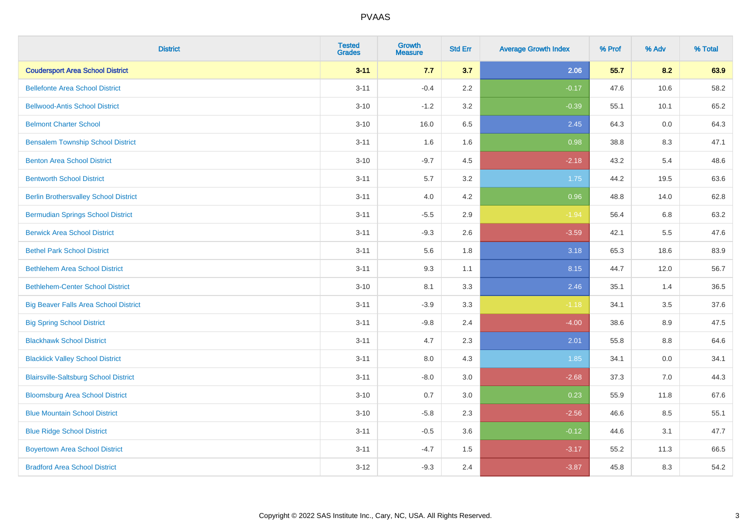| District | Tested Grades | Growth Measure | Std Err | Average Growth Index | % Prof | % Adv | % Total |
|---|---|---|---|---|---|---|---|
| **Coudersport Area School District** | **3-11** | **7.7** | **3.7** | **2.06** | **55.7** | **8.2** | **63.9** |
| Bellefonte Area School District | 3-11 | -0.4 | 2.2 | -0.17 | 47.6 | 10.6 | 58.2 |
| Bellwood-Antis School District | 3-10 | -1.2 | 3.2 | -0.39 | 55.1 | 10.1 | 65.2 |
| Belmont Charter School | 3-10 | 16.0 | 6.5 | 2.45 | 64.3 | 0.0 | 64.3 |
| Bensalem Township School District | 3-11 | 1.6 | 1.6 | 0.98 | 38.8 | 8.3 | 47.1 |
| Benton Area School District | 3-10 | -9.7 | 4.5 | -2.18 | 43.2 | 5.4 | 48.6 |
| Bentworth School District | 3-11 | 5.7 | 3.2 | 1.75 | 44.2 | 19.5 | 63.6 |
| Berlin Brothersvalley School District | 3-11 | 4.0 | 4.2 | 0.96 | 48.8 | 14.0 | 62.8 |
| Bermudian Springs School District | 3-11 | -5.5 | 2.9 | -1.94 | 56.4 | 6.8 | 63.2 |
| Berwick Area School District | 3-11 | -9.3 | 2.6 | -3.59 | 42.1 | 5.5 | 47.6 |
| Bethel Park School District | 3-11 | 5.6 | 1.8 | 3.18 | 65.3 | 18.6 | 83.9 |
| Bethlehem Area School District | 3-11 | 9.3 | 1.1 | 8.15 | 44.7 | 12.0 | 56.7 |
| Bethlehem-Center School District | 3-10 | 8.1 | 3.3 | 2.46 | 35.1 | 1.4 | 36.5 |
| Big Beaver Falls Area School District | 3-11 | -3.9 | 3.3 | -1.18 | 34.1 | 3.5 | 37.6 |
| Big Spring School District | 3-11 | -9.8 | 2.4 | -4.00 | 38.6 | 8.9 | 47.5 |
| Blackhawk School District | 3-11 | 4.7 | 2.3 | 2.01 | 55.8 | 8.8 | 64.6 |
| Blacklick Valley School District | 3-11 | 8.0 | 4.3 | 1.85 | 34.1 | 0.0 | 34.1 |
| Blairsville-Saltsburg School District | 3-11 | -8.0 | 3.0 | -2.68 | 37.3 | 7.0 | 44.3 |
| Bloomsburg Area School District | 3-10 | 0.7 | 3.0 | 0.23 | 55.9 | 11.8 | 67.6 |
| Blue Mountain School District | 3-10 | -5.8 | 2.3 | -2.56 | 46.6 | 8.5 | 55.1 |
| Blue Ridge School District | 3-11 | -0.5 | 3.6 | -0.12 | 44.6 | 3.1 | 47.7 |
| Boyertown Area School District | 3-11 | -4.7 | 1.5 | -3.17 | 55.2 | 11.3 | 66.5 |
| Bradford Area School District | 3-12 | -9.3 | 2.4 | -3.87 | 45.8 | 8.3 | 54.2 |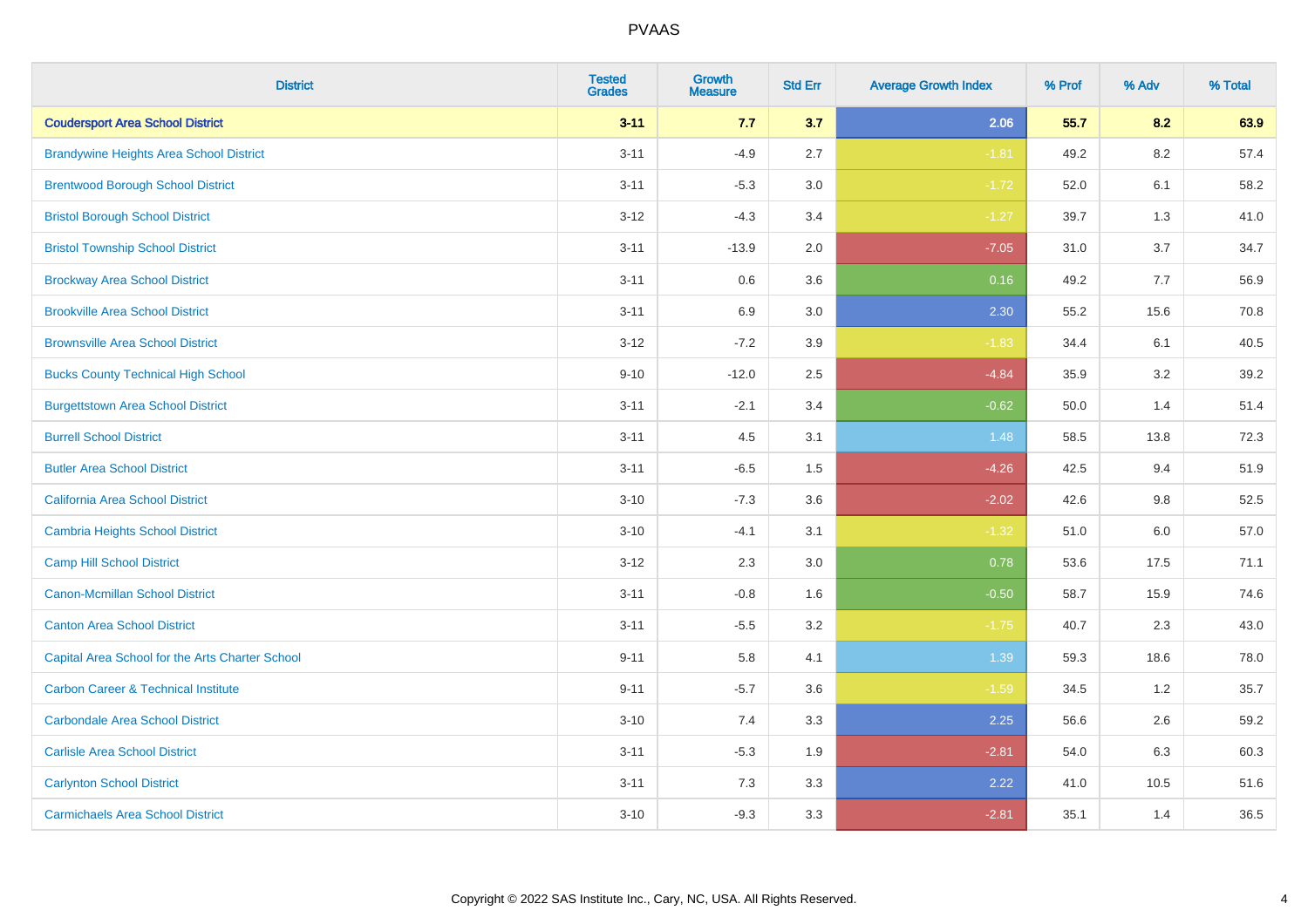# PVAAS

| District | Tested Grades | Growth Measure | Std Err | Average Growth Index | % Prof | % Adv | % Total |
|---|---|---|---|---|---|---|---|
| **Coudersport Area School District** | **3-11** | **7.7** | **3.7** | **2.06** | **55.7** | **8.2** | **63.9** |
| Brandywine Heights Area School District | 3-11 | -4.9 | 2.7 | -1.81 | 49.2 | 8.2 | 57.4 |
| Brentwood Borough School District | 3-11 | -5.3 | 3.0 | -1.72 | 52.0 | 6.1 | 58.2 |
| Bristol Borough School District | 3-12 | -4.3 | 3.4 | -1.27 | 39.7 | 1.3 | 41.0 |
| Bristol Township School District | 3-11 | -13.9 | 2.0 | -7.05 | 31.0 | 3.7 | 34.7 |
| Brockway Area School District | 3-11 | 0.6 | 3.6 | 0.16 | 49.2 | 7.7 | 56.9 |
| Brookville Area School District | 3-11 | 6.9 | 3.0 | 2.30 | 55.2 | 15.6 | 70.8 |
| Brownsville Area School District | 3-12 | -7.2 | 3.9 | -1.83 | 34.4 | 6.1 | 40.5 |
| Bucks County Technical High School | 9-10 | -12.0 | 2.5 | -4.84 | 35.9 | 3.2 | 39.2 |
| Burgettstown Area School District | 3-11 | -2.1 | 3.4 | -0.62 | 50.0 | 1.4 | 51.4 |
| Burrell School District | 3-11 | 4.5 | 3.1 | 1.48 | 58.5 | 13.8 | 72.3 |
| Butler Area School District | 3-11 | -6.5 | 1.5 | -4.26 | 42.5 | 9.4 | 51.9 |
| California Area School District | 3-10 | -7.3 | 3.6 | -2.02 | 42.6 | 9.8 | 52.5 |
| Cambria Heights School District | 3-10 | -4.1 | 3.1 | -1.32 | 51.0 | 6.0 | 57.0 |
| Camp Hill School District | 3-12 | 2.3 | 3.0 | 0.78 | 53.6 | 17.5 | 71.1 |
| Canon-Mcmillan School District | 3-11 | -0.8 | 1.6 | -0.50 | 58.7 | 15.9 | 74.6 |
| Canton Area School District | 3-11 | -5.5 | 3.2 | -1.75 | 40.7 | 2.3 | 43.0 |
| Capital Area School for the Arts Charter School | 9-11 | 5.8 | 4.1 | 1.39 | 59.3 | 18.6 | 78.0 |
| Carbon Career & Technical Institute | 9-11 | -5.7 | 3.6 | -1.59 | 34.5 | 1.2 | 35.7 |
| Carbondale Area School District | 3-10 | 7.4 | 3.3 | 2.25 | 56.6 | 2.6 | 59.2 |
| Carlisle Area School District | 3-11 | -5.3 | 1.9 | -2.81 | 54.0 | 6.3 | 60.3 |
| Carlynton School District | 3-11 | 7.3 | 3.3 | 2.22 | 41.0 | 10.5 | 51.6 |
| Carmichaels Area School District | 3-10 | -9.3 | 3.3 | -2.81 | 35.1 | 1.4 | 36.5 |

Copyright © 2022 SAS Institute Inc., Cary, NC, USA. All Rights Reserved.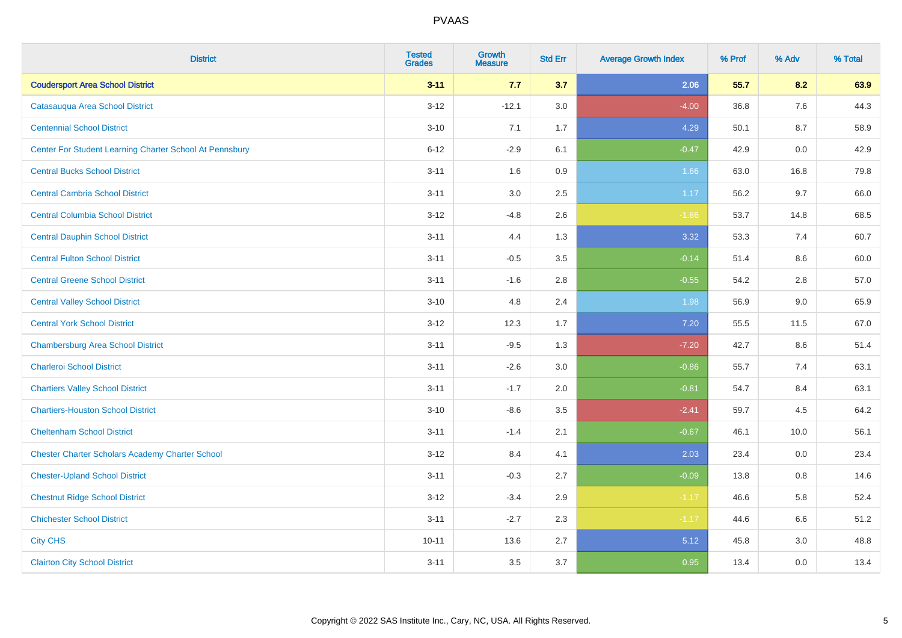| District | Tested Grades | Growth Measure | Std Err | Average Growth Index | % Prof | % Adv | % Total |
|---|---|---|---|---|---|---|---|
| **Coudersport Area School District** | **3-11** | **7.7** | **3.7** | **2.06** | **55.7** | **8.2** | **63.9** |
| Catasauqua Area School District | 3-12 | -12.1 | 3.0 | -4.00 | 36.8 | 7.6 | 44.3 |
| Centennial School District | 3-10 | 7.1 | 1.7 | 4.29 | 50.1 | 8.7 | 58.9 |
| Center For Student Learning Charter School At Pennsbury | 6-12 | -2.9 | 6.1 | -0.47 | 42.9 | 0.0 | 42.9 |
| Central Bucks School District | 3-11 | 1.6 | 0.9 | 1.66 | 63.0 | 16.8 | 79.8 |
| Central Cambria School District | 3-11 | 3.0 | 2.5 | 1.17 | 56.2 | 9.7 | 66.0 |
| Central Columbia School District | 3-12 | -4.8 | 2.6 | -1.86 | 53.7 | 14.8 | 68.5 |
| Central Dauphin School District | 3-11 | 4.4 | 1.3 | 3.32 | 53.3 | 7.4 | 60.7 |
| Central Fulton School District | 3-11 | -0.5 | 3.5 | -0.14 | 51.4 | 8.6 | 60.0 |
| Central Greene School District | 3-11 | -1.6 | 2.8 | -0.55 | 54.2 | 2.8 | 57.0 |
| Central Valley School District | 3-10 | 4.8 | 2.4 | 1.98 | 56.9 | 9.0 | 65.9 |
| Central York School District | 3-12 | 12.3 | 1.7 | 7.20 | 55.5 | 11.5 | 67.0 |
| Chambersburg Area School District | 3-11 | -9.5 | 1.3 | -7.20 | 42.7 | 8.6 | 51.4 |
| Charleroi School District | 3-11 | -2.6 | 3.0 | -0.86 | 55.7 | 7.4 | 63.1 |
| Chartiers Valley School District | 3-11 | -1.7 | 2.0 | -0.81 | 54.7 | 8.4 | 63.1 |
| Chartiers-Houston School District | 3-10 | -8.6 | 3.5 | -2.41 | 59.7 | 4.5 | 64.2 |
| Cheltenham School District | 3-11 | -1.4 | 2.1 | -0.67 | 46.1 | 10.0 | 56.1 |
| Chester Charter Scholars Academy Charter School | 3-12 | 8.4 | 4.1 | 2.03 | 23.4 | 0.0 | 23.4 |
| Chester-Upland School District | 3-11 | -0.3 | 2.7 | -0.09 | 13.8 | 0.8 | 14.6 |
| Chestnut Ridge School District | 3-12 | -3.4 | 2.9 | -1.17 | 46.6 | 5.8 | 52.4 |
| Chichester School District | 3-11 | -2.7 | 2.3 | -1.17 | 44.6 | 6.6 | 51.2 |
| City CHS | 10-11 | 13.6 | 2.7 | 5.12 | 45.8 | 3.0 | 48.8 |
| Clairton City School District | 3-11 | 3.5 | 3.7 | 0.95 | 13.4 | 0.0 | 13.4 |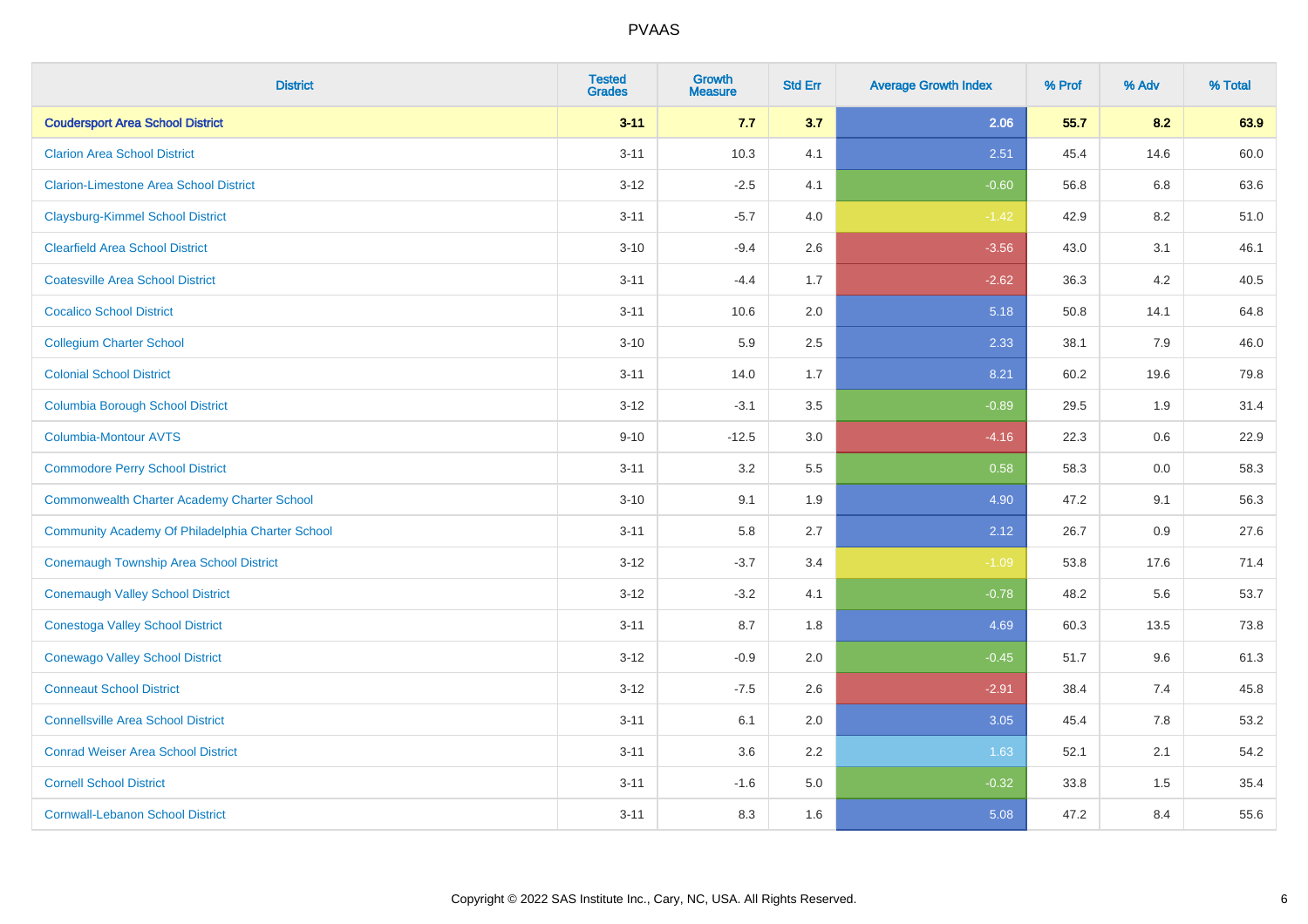| District | Tested Grades | Growth Measure | Std Err | Average Growth Index | % Prof | % Adv | % Total |
|---|---|---|---|---|---|---|---|
| **Coudersport Area School District** | **3-11** | **7.7** | **3.7** | **2.06** | **55.7** | **8.2** | **63.9** |
| Clarion Area School District | 3-11 | 10.3 | 4.1 | 2.51 | 45.4 | 14.6 | 60.0 |
| Clarion-Limestone Area School District | 3-12 | -2.5 | 4.1 | -0.60 | 56.8 | 6.8 | 63.6 |
| Claysburg-Kimmel School District | 3-11 | -5.7 | 4.0 | -1.42 | 42.9 | 8.2 | 51.0 |
| Clearfield Area School District | 3-10 | -9.4 | 2.6 | -3.56 | 43.0 | 3.1 | 46.1 |
| Coatesville Area School District | 3-11 | -4.4 | 1.7 | -2.62 | 36.3 | 4.2 | 40.5 |
| Cocalico School District | 3-11 | 10.6 | 2.0 | 5.18 | 50.8 | 14.1 | 64.8 |
| Collegium Charter School | 3-10 | 5.9 | 2.5 | 2.33 | 38.1 | 7.9 | 46.0 |
| Colonial School District | 3-11 | 14.0 | 1.7 | 8.21 | 60.2 | 19.6 | 79.8 |
| Columbia Borough School District | 3-12 | -3.1 | 3.5 | -0.89 | 29.5 | 1.9 | 31.4 |
| Columbia-Montour AVTS | 9-10 | -12.5 | 3.0 | -4.16 | 22.3 | 0.6 | 22.9 |
| Commodore Perry School District | 3-11 | 3.2 | 5.5 | 0.58 | 58.3 | 0.0 | 58.3 |
| Commonwealth Charter Academy Charter School | 3-10 | 9.1 | 1.9 | 4.90 | 47.2 | 9.1 | 56.3 |
| Community Academy Of Philadelphia Charter School | 3-11 | 5.8 | 2.7 | 2.12 | 26.7 | 0.9 | 27.6 |
| Conemaugh Township Area School District | 3-12 | -3.7 | 3.4 | -1.09 | 53.8 | 17.6 | 71.4 |
| Conemaugh Valley School District | 3-12 | -3.2 | 4.1 | -0.78 | 48.2 | 5.6 | 53.7 |
| Conestoga Valley School District | 3-11 | 8.7 | 1.8 | 4.69 | 60.3 | 13.5 | 73.8 |
| Conewago Valley School District | 3-12 | -0.9 | 2.0 | -0.45 | 51.7 | 9.6 | 61.3 |
| Conneaut School District | 3-12 | -7.5 | 2.6 | -2.91 | 38.4 | 7.4 | 45.8 |
| Connellsville Area School District | 3-11 | 6.1 | 2.0 | 3.05 | 45.4 | 7.8 | 53.2 |
| Conrad Weiser Area School District | 3-11 | 3.6 | 2.2 | 1.63 | 52.1 | 2.1 | 54.2 |
| Cornell School District | 3-11 | -1.6 | 5.0 | -0.32 | 33.8 | 1.5 | 35.4 |
| Cornwall-Lebanon School District | 3-11 | 8.3 | 1.6 | 5.08 | 47.2 | 8.4 | 55.6 |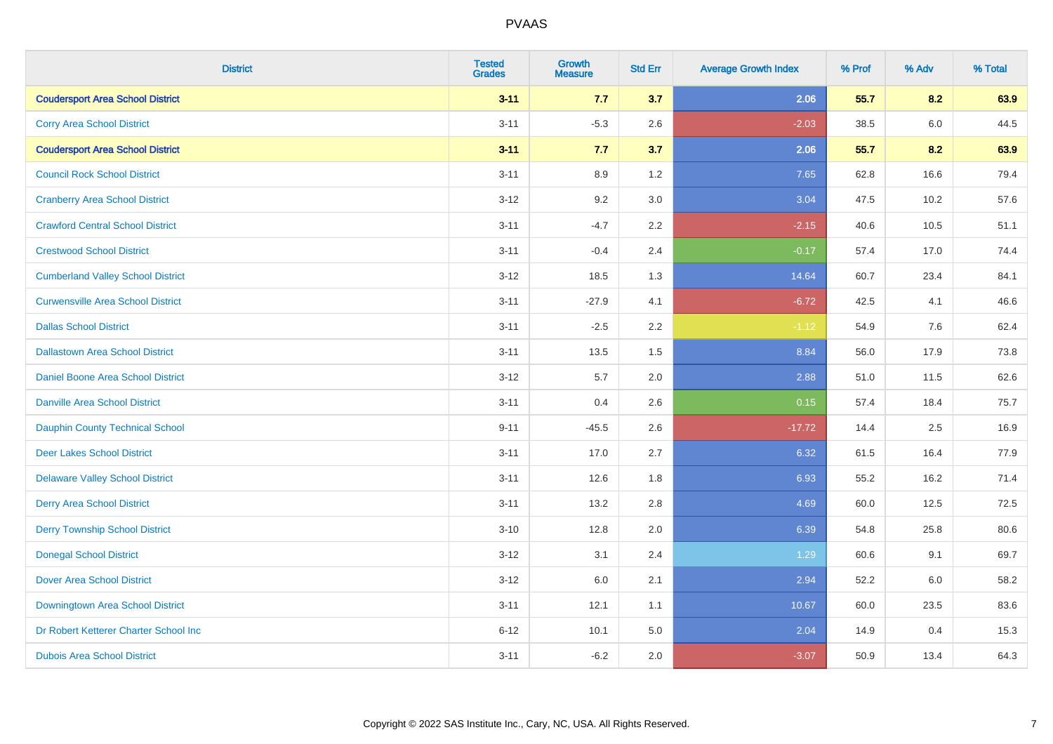# PVAAS

| District | Tested Grades | Growth Measure | Std Err | Average Growth Index | % Prof | % Adv | % Total |
|---|---|---|---|---|---|---|---|
| **Coudersport Area School District** | **3-11** | **7.7** | **3.7** | **2.06** | **55.7** | **8.2** | **63.9** |
| Corry Area School District | 3-11 | -5.3 | 2.6 | -2.03 | 38.5 | 6.0 | 44.5 |
| **Coudersport Area School District** | **3-11** | **7.7** | **3.7** | **2.06** | **55.7** | **8.2** | **63.9** |
| Council Rock School District | 3-11 | 8.9 | 1.2 | 7.65 | 62.8 | 16.6 | 79.4 |
| Cranberry Area School District | 3-12 | 9.2 | 3.0 | 3.04 | 47.5 | 10.2 | 57.6 |
| Crawford Central School District | 3-11 | -4.7 | 2.2 | -2.15 | 40.6 | 10.5 | 51.1 |
| Crestwood School District | 3-11 | -0.4 | 2.4 | -0.17 | 57.4 | 17.0 | 74.4 |
| Cumberland Valley School District | 3-12 | 18.5 | 1.3 | 14.64 | 60.7 | 23.4 | 84.1 |
| Curwensville Area School District | 3-11 | -27.9 | 4.1 | -6.72 | 42.5 | 4.1 | 46.6 |
| Dallas School District | 3-11 | -2.5 | 2.2 | -1.12 | 54.9 | 7.6 | 62.4 |
| Dallastown Area School District | 3-11 | 13.5 | 1.5 | 8.84 | 56.0 | 17.9 | 73.8 |
| Daniel Boone Area School District | 3-12 | 5.7 | 2.0 | 2.88 | 51.0 | 11.5 | 62.6 |
| Danville Area School District | 3-11 | 0.4 | 2.6 | 0.15 | 57.4 | 18.4 | 75.7 |
| Dauphin County Technical School | 9-11 | -45.5 | 2.6 | -17.72 | 14.4 | 2.5 | 16.9 |
| Deer Lakes School District | 3-11 | 17.0 | 2.7 | 6.32 | 61.5 | 16.4 | 77.9 |
| Delaware Valley School District | 3-11 | 12.6 | 1.8 | 6.93 | 55.2 | 16.2 | 71.4 |
| Derry Area School District | 3-11 | 13.2 | 2.8 | 4.69 | 60.0 | 12.5 | 72.5 |
| Derry Township School District | 3-10 | 12.8 | 2.0 | 6.39 | 54.8 | 25.8 | 80.6 |
| Donegal School District | 3-12 | 3.1 | 2.4 | 1.29 | 60.6 | 9.1 | 69.7 |
| Dover Area School District | 3-12 | 6.0 | 2.1 | 2.94 | 52.2 | 6.0 | 58.2 |
| Downingtown Area School District | 3-11 | 12.1 | 1.1 | 10.67 | 60.0 | 23.5 | 83.6 |
| Dr Robert Ketterer Charter School Inc | 6-12 | 10.1 | 5.0 | 2.04 | 14.9 | 0.4 | 15.3 |
| Dubois Area School District | 3-11 | -6.2 | 2.0 | -3.07 | 50.9 | 13.4 | 64.3 |

Copyright © 2022 SAS Institute Inc., Cary, NC, USA. All Rights Reserved.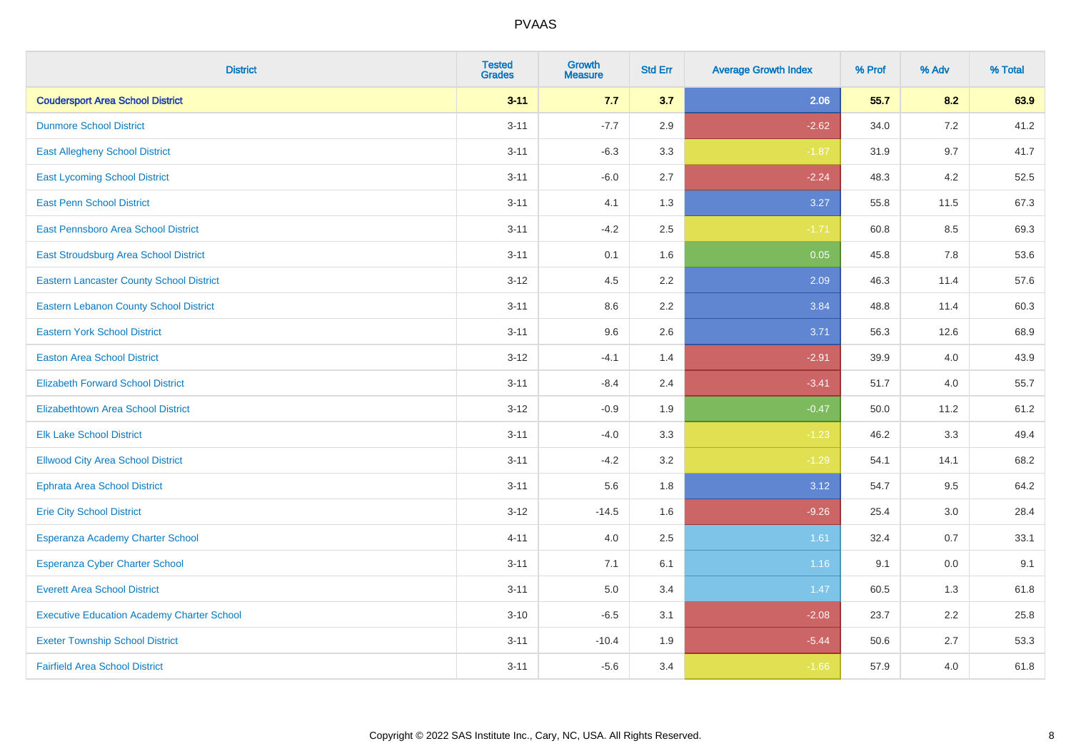| District | Tested Grades | Growth Measure | Std Err | Average Growth Index | % Prof | % Adv | % Total |
|---|---|---|---|---|---|---|---|
| **Coudersport Area School District** | **3-11** | **7.7** | **3.7** | **2.06** | **55.7** | **8.2** | **63.9** |
| Dunmore School District | 3-11 | -7.7 | 2.9 | -2.62 | 34.0 | 7.2 | 41.2 |
| East Allegheny School District | 3-11 | -6.3 | 3.3 | -1.87 | 31.9 | 9.7 | 41.7 |
| East Lycoming School District | 3-11 | -6.0 | 2.7 | -2.24 | 48.3 | 4.2 | 52.5 |
| East Penn School District | 3-11 | 4.1 | 1.3 | 3.27 | 55.8 | 11.5 | 67.3 |
| East Pennsboro Area School District | 3-11 | -4.2 | 2.5 | -1.71 | 60.8 | 8.5 | 69.3 |
| East Stroudsburg Area School District | 3-11 | 0.1 | 1.6 | 0.05 | 45.8 | 7.8 | 53.6 |
| Eastern Lancaster County School District | 3-12 | 4.5 | 2.2 | 2.09 | 46.3 | 11.4 | 57.6 |
| Eastern Lebanon County School District | 3-11 | 8.6 | 2.2 | 3.84 | 48.8 | 11.4 | 60.3 |
| Eastern York School District | 3-11 | 9.6 | 2.6 | 3.71 | 56.3 | 12.6 | 68.9 |
| Easton Area School District | 3-12 | -4.1 | 1.4 | -2.91 | 39.9 | 4.0 | 43.9 |
| Elizabeth Forward School District | 3-11 | -8.4 | 2.4 | -3.41 | 51.7 | 4.0 | 55.7 |
| Elizabethtown Area School District | 3-12 | -0.9 | 1.9 | -0.47 | 50.0 | 11.2 | 61.2 |
| Elk Lake School District | 3-11 | -4.0 | 3.3 | -1.23 | 46.2 | 3.3 | 49.4 |
| Ellwood City Area School District | 3-11 | -4.2 | 3.2 | -1.29 | 54.1 | 14.1 | 68.2 |
| Ephrata Area School District | 3-11 | 5.6 | 1.8 | 3.12 | 54.7 | 9.5 | 64.2 |
| Erie City School District | 3-12 | -14.5 | 1.6 | -9.26 | 25.4 | 3.0 | 28.4 |
| Esperanza Academy Charter School | 4-11 | 4.0 | 2.5 | 1.61 | 32.4 | 0.7 | 33.1 |
| Esperanza Cyber Charter School | 3-11 | 7.1 | 6.1 | 1.16 | 9.1 | 0.0 | 9.1 |
| Everett Area School District | 3-11 | 5.0 | 3.4 | 1.47 | 60.5 | 1.3 | 61.8 |
| Executive Education Academy Charter School | 3-10 | -6.5 | 3.1 | -2.08 | 23.7 | 2.2 | 25.8 |
| Exeter Township School District | 3-11 | -10.4 | 1.9 | -5.44 | 50.6 | 2.7 | 53.3 |
| Fairfield Area School District | 3-11 | -5.6 | 3.4 | -1.66 | 57.9 | 4.0 | 61.8 |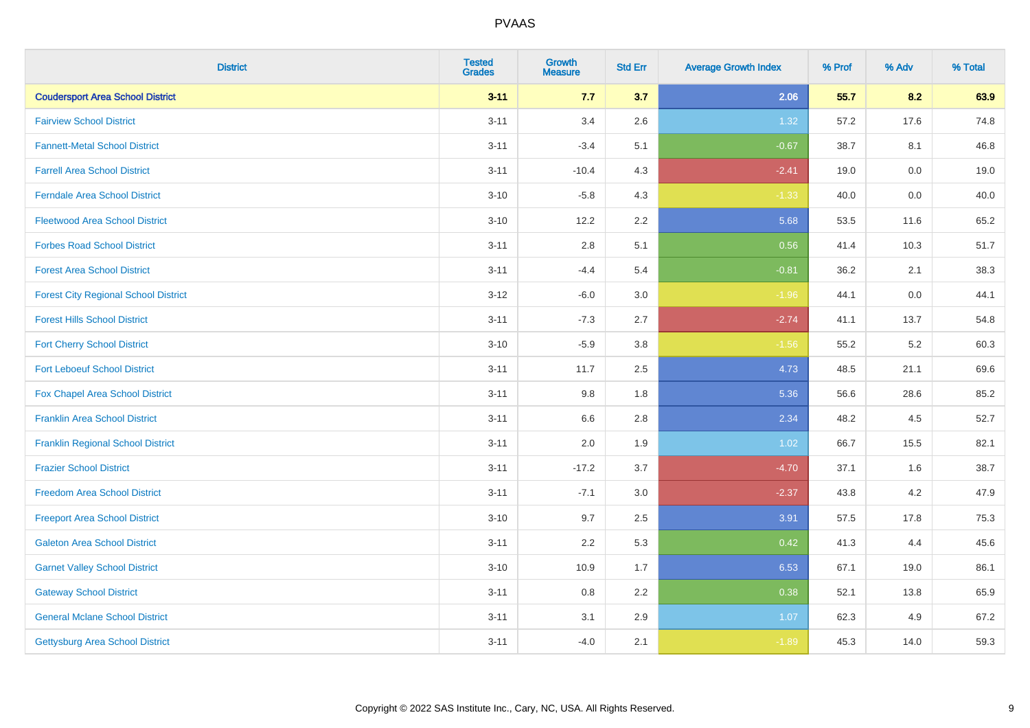# PVAAS

| District | Tested Grades | Growth Measure | Std Err | Average Growth Index | % Prof | % Adv | % Total |
|---|---|---|---|---|---|---|---|
| **Coudersport Area School District** | **3-11** | **7.7** | **3.7** | **2.06** | **55.7** | **8.2** | **63.9** |
| Fairview School District | 3-11 | 3.4 | 2.6 | 1.32 | 57.2 | 17.6 | 74.8 |
| Fannett-Metal School District | 3-11 | -3.4 | 5.1 | -0.67 | 38.7 | 8.1 | 46.8 |
| Farrell Area School District | 3-11 | -10.4 | 4.3 | -2.41 | 19.0 | 0.0 | 19.0 |
| Ferndale Area School District | 3-10 | -5.8 | 4.3 | -1.33 | 40.0 | 0.0 | 40.0 |
| Fleetwood Area School District | 3-10 | 12.2 | 2.2 | 5.68 | 53.5 | 11.6 | 65.2 |
| Forbes Road School District | 3-11 | 2.8 | 5.1 | 0.56 | 41.4 | 10.3 | 51.7 |
| Forest Area School District | 3-11 | -4.4 | 5.4 | -0.81 | 36.2 | 2.1 | 38.3 |
| Forest City Regional School District | 3-12 | -6.0 | 3.0 | -1.96 | 44.1 | 0.0 | 44.1 |
| Forest Hills School District | 3-11 | -7.3 | 2.7 | -2.74 | 41.1 | 13.7 | 54.8 |
| Fort Cherry School District | 3-10 | -5.9 | 3.8 | -1.56 | 55.2 | 5.2 | 60.3 |
| Fort Leboeuf School District | 3-11 | 11.7 | 2.5 | 4.73 | 48.5 | 21.1 | 69.6 |
| Fox Chapel Area School District | 3-11 | 9.8 | 1.8 | 5.36 | 56.6 | 28.6 | 85.2 |
| Franklin Area School District | 3-11 | 6.6 | 2.8 | 2.34 | 48.2 | 4.5 | 52.7 |
| Franklin Regional School District | 3-11 | 2.0 | 1.9 | 1.02 | 66.7 | 15.5 | 82.1 |
| Frazier School District | 3-11 | -17.2 | 3.7 | -4.70 | 37.1 | 1.6 | 38.7 |
| Freedom Area School District | 3-11 | -7.1 | 3.0 | -2.37 | 43.8 | 4.2 | 47.9 |
| Freeport Area School District | 3-10 | 9.7 | 2.5 | 3.91 | 57.5 | 17.8 | 75.3 |
| Galeton Area School District | 3-11 | 2.2 | 5.3 | 0.42 | 41.3 | 4.4 | 45.6 |
| Garnet Valley School District | 3-10 | 10.9 | 1.7 | 6.53 | 67.1 | 19.0 | 86.1 |
| Gateway School District | 3-11 | 0.8 | 2.2 | 0.38 | 52.1 | 13.8 | 65.9 |
| General Mclane School District | 3-11 | 3.1 | 2.9 | 1.07 | 62.3 | 4.9 | 67.2 |
| Gettysburg Area School District | 3-11 | -4.0 | 2.1 | -1.89 | 45.3 | 14.0 | 59.3 |

Copyright © 2022 SAS Institute Inc., Cary, NC, USA. All Rights Reserved.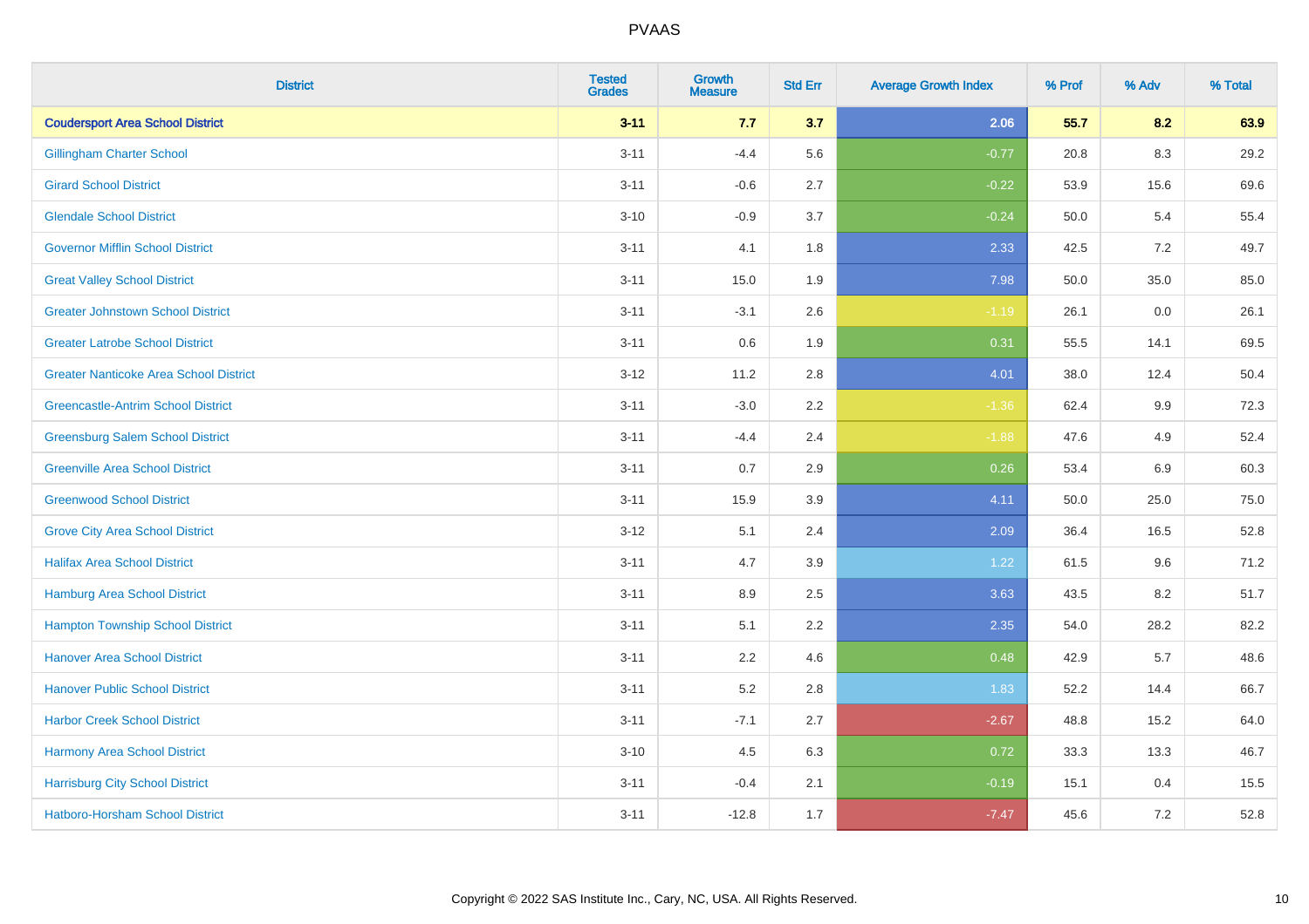PVAAS

| District | Tested Grades | Growth Measure | Std Err | Average Growth Index | % Prof | % Adv | % Total |
|---|---|---|---|---|---|---|---|
| **Coudersport Area School District** | **3-11** | **7.7** | **3.7** | **2.06** | **55.7** | **8.2** | **63.9** |
| Gillingham Charter School | 3-11 | -4.4 | 5.6 | -0.77 | 20.8 | 8.3 | 29.2 |
| Girard School District | 3-11 | -0.6 | 2.7 | -0.22 | 53.9 | 15.6 | 69.6 |
| Glendale School District | 3-10 | -0.9 | 3.7 | -0.24 | 50.0 | 5.4 | 55.4 |
| Governor Mifflin School District | 3-11 | 4.1 | 1.8 | 2.33 | 42.5 | 7.2 | 49.7 |
| Great Valley School District | 3-11 | 15.0 | 1.9 | 7.98 | 50.0 | 35.0 | 85.0 |
| Greater Johnstown School District | 3-11 | -3.1 | 2.6 | -1.19 | 26.1 | 0.0 | 26.1 |
| Greater Latrobe School District | 3-11 | 0.6 | 1.9 | 0.31 | 55.5 | 14.1 | 69.5 |
| Greater Nanticoke Area School District | 3-12 | 11.2 | 2.8 | 4.01 | 38.0 | 12.4 | 50.4 |
| Greencastle-Antrim School District | 3-11 | -3.0 | 2.2 | -1.36 | 62.4 | 9.9 | 72.3 |
| Greensburg Salem School District | 3-11 | -4.4 | 2.4 | -1.88 | 47.6 | 4.9 | 52.4 |
| Greenville Area School District | 3-11 | 0.7 | 2.9 | 0.26 | 53.4 | 6.9 | 60.3 |
| Greenwood School District | 3-11 | 15.9 | 3.9 | 4.11 | 50.0 | 25.0 | 75.0 |
| Grove City Area School District | 3-12 | 5.1 | 2.4 | 2.09 | 36.4 | 16.5 | 52.8 |
| Halifax Area School District | 3-11 | 4.7 | 3.9 | 1.22 | 61.5 | 9.6 | 71.2 |
| Hamburg Area School District | 3-11 | 8.9 | 2.5 | 3.63 | 43.5 | 8.2 | 51.7 |
| Hampton Township School District | 3-11 | 5.1 | 2.2 | 2.35 | 54.0 | 28.2 | 82.2 |
| Hanover Area School District | 3-11 | 2.2 | 4.6 | 0.48 | 42.9 | 5.7 | 48.6 |
| Hanover Public School District | 3-11 | 5.2 | 2.8 | 1.83 | 52.2 | 14.4 | 66.7 |
| Harbor Creek School District | 3-11 | -7.1 | 2.7 | -2.67 | 48.8 | 15.2 | 64.0 |
| Harmony Area School District | 3-10 | 4.5 | 6.3 | 0.72 | 33.3 | 13.3 | 46.7 |
| Harrisburg City School District | 3-11 | -0.4 | 2.1 | -0.19 | 15.1 | 0.4 | 15.5 |
| Hatboro-Horsham School District | 3-11 | -12.8 | 1.7 | -7.47 | 45.6 | 7.2 | 52.8 |

Copyright © 2022 SAS Institute Inc., Cary, NC, USA. All Rights Reserved.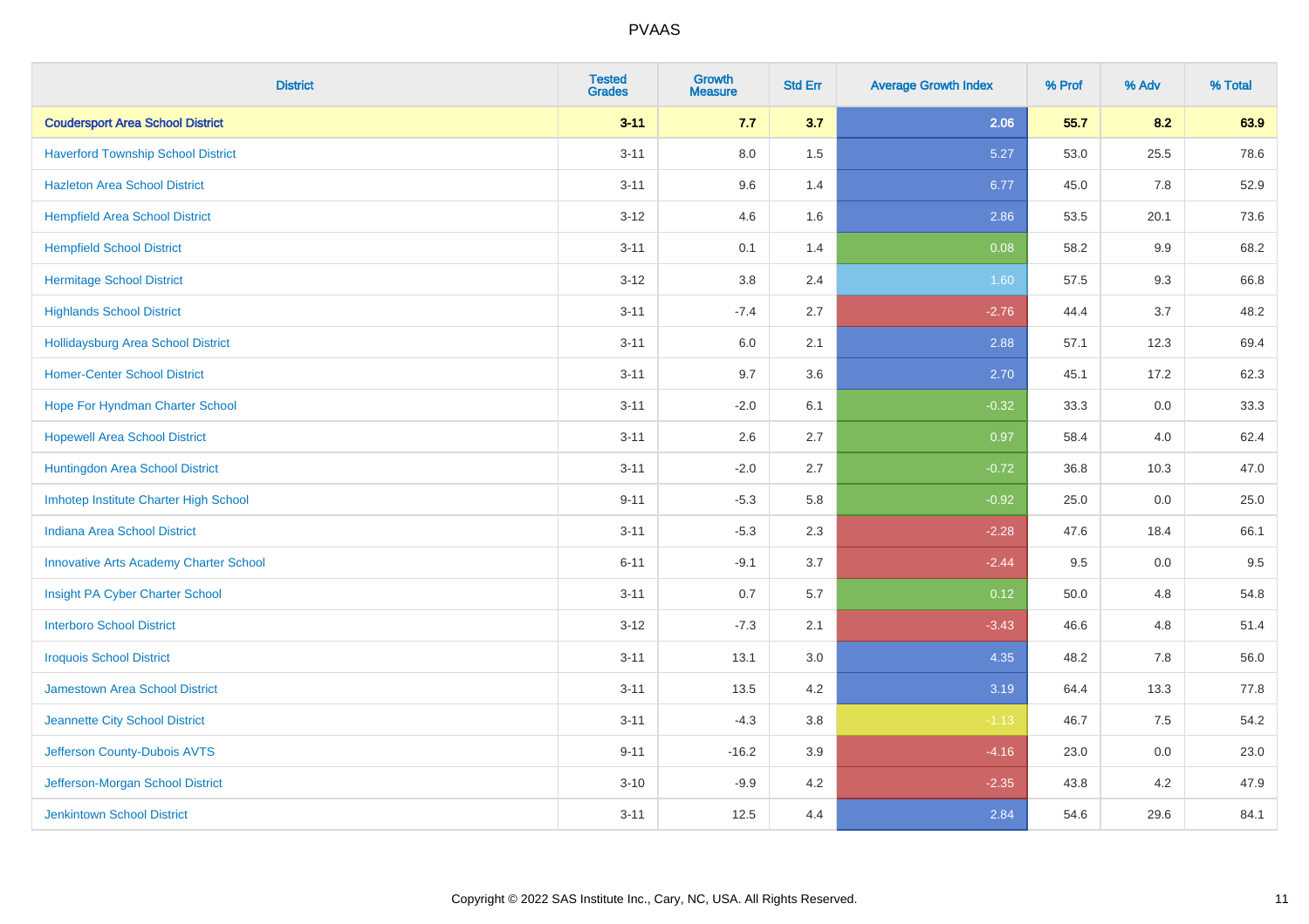# PVAAS

| District | Tested Grades | Growth Measure | Std Err | Average Growth Index | % Prof | % Adv | % Total |
|---|---|---|---|---|---|---|---|
| **Coudersport Area School District** | **3-11** | **7.7** | **3.7** | **2.06** | **55.7** | **8.2** | **63.9** |
| Haverford Township School District | 3-11 | 8.0 | 1.5 | 5.27 | 53.0 | 25.5 | 78.6 |
| Hazleton Area School District | 3-11 | 9.6 | 1.4 | 6.77 | 45.0 | 7.8 | 52.9 |
| Hempfield Area School District | 3-12 | 4.6 | 1.6 | 2.86 | 53.5 | 20.1 | 73.6 |
| Hempfield School District | 3-11 | 0.1 | 1.4 | 0.08 | 58.2 | 9.9 | 68.2 |
| Hermitage School District | 3-12 | 3.8 | 2.4 | 1.60 | 57.5 | 9.3 | 66.8 |
| Highlands School District | 3-11 | -7.4 | 2.7 | -2.76 | 44.4 | 3.7 | 48.2 |
| Hollidaysburg Area School District | 3-11 | 6.0 | 2.1 | 2.88 | 57.1 | 12.3 | 69.4 |
| Homer-Center School District | 3-11 | 9.7 | 3.6 | 2.70 | 45.1 | 17.2 | 62.3 |
| Hope For Hyndman Charter School | 3-11 | -2.0 | 6.1 | -0.32 | 33.3 | 0.0 | 33.3 |
| Hopewell Area School District | 3-11 | 2.6 | 2.7 | 0.97 | 58.4 | 4.0 | 62.4 |
| Huntingdon Area School District | 3-11 | -2.0 | 2.7 | -0.72 | 36.8 | 10.3 | 47.0 |
| Imhotep Institute Charter High School | 9-11 | -5.3 | 5.8 | -0.92 | 25.0 | 0.0 | 25.0 |
| Indiana Area School District | 3-11 | -5.3 | 2.3 | -2.28 | 47.6 | 18.4 | 66.1 |
| Innovative Arts Academy Charter School | 6-11 | -9.1 | 3.7 | -2.44 | 9.5 | 0.0 | 9.5 |
| Insight PA Cyber Charter School | 3-11 | 0.7 | 5.7 | 0.12 | 50.0 | 4.8 | 54.8 |
| Interboro School District | 3-12 | -7.3 | 2.1 | -3.43 | 46.6 | 4.8 | 51.4 |
| Iroquois School District | 3-11 | 13.1 | 3.0 | 4.35 | 48.2 | 7.8 | 56.0 |
| Jamestown Area School District | 3-11 | 13.5 | 4.2 | 3.19 | 64.4 | 13.3 | 77.8 |
| Jeannette City School District | 3-11 | -4.3 | 3.8 | -1.13 | 46.7 | 7.5 | 54.2 |
| Jefferson County-Dubois AVTS | 9-11 | -16.2 | 3.9 | -4.16 | 23.0 | 0.0 | 23.0 |
| Jefferson-Morgan School District | 3-10 | -9.9 | 4.2 | -2.35 | 43.8 | 4.2 | 47.9 |
| Jenkintown School District | 3-11 | 12.5 | 4.4 | 2.84 | 54.6 | 29.6 | 84.1 |

Copyright © 2022 SAS Institute Inc., Cary, NC, USA. All Rights Reserved.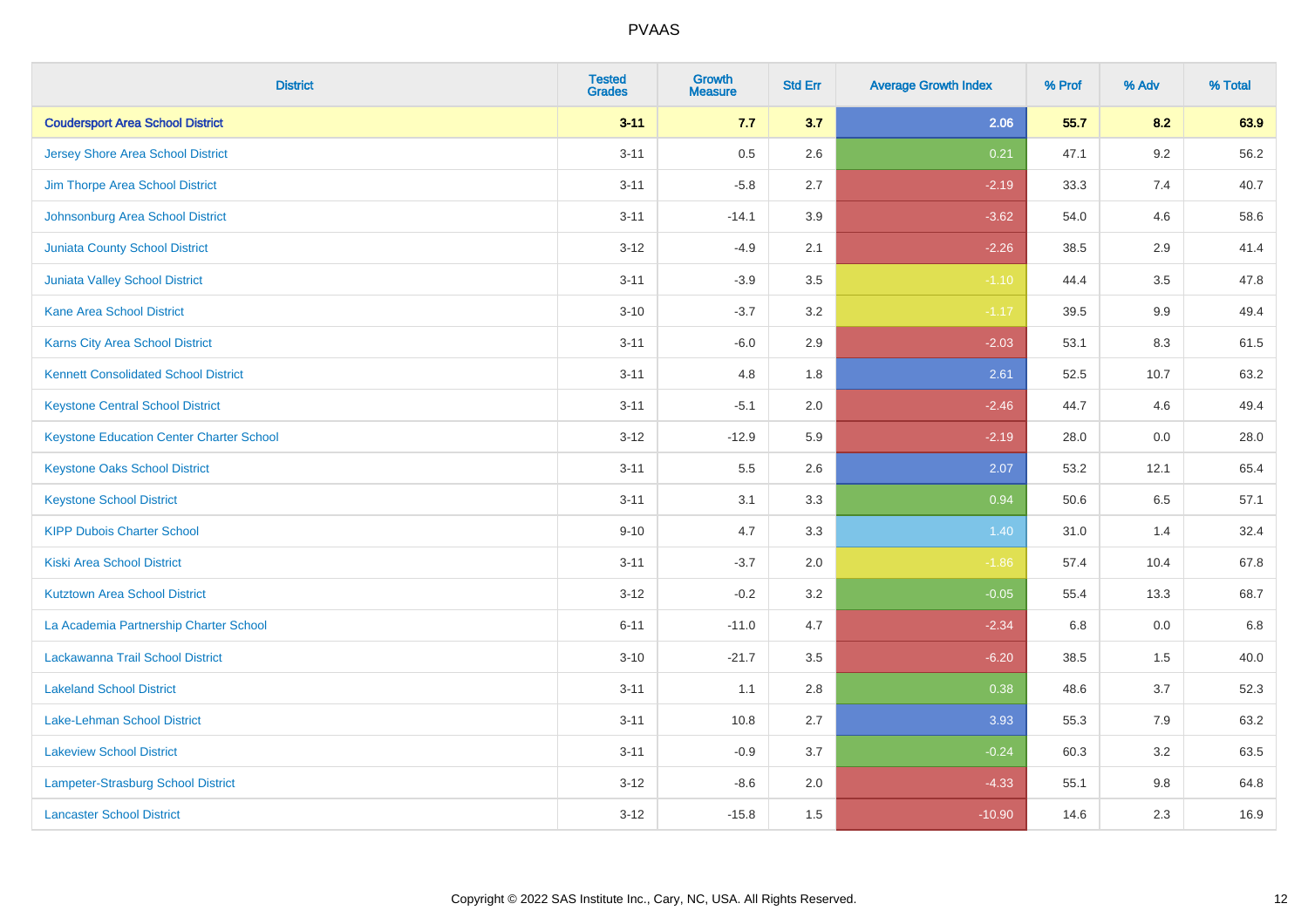# PVAAS

| District | Tested Grades | Growth Measure | Std Err | Average Growth Index | % Prof | % Adv | % Total |
|---|---|---|---|---|---|---|---|
| **Coudersport Area School District** | **3-11** | **7.7** | **3.7** | **2.06** | **55.7** | **8.2** | **63.9** |
| Jersey Shore Area School District | 3-11 | 0.5 | 2.6 | 0.21 | 47.1 | 9.2 | 56.2 |
| Jim Thorpe Area School District | 3-11 | -5.8 | 2.7 | -2.19 | 33.3 | 7.4 | 40.7 |
| Johnsonburg Area School District | 3-11 | -14.1 | 3.9 | -3.62 | 54.0 | 4.6 | 58.6 |
| Juniata County School District | 3-12 | -4.9 | 2.1 | -2.26 | 38.5 | 2.9 | 41.4 |
| Juniata Valley School District | 3-11 | -3.9 | 3.5 | -1.10 | 44.4 | 3.5 | 47.8 |
| Kane Area School District | 3-10 | -3.7 | 3.2 | -1.17 | 39.5 | 9.9 | 49.4 |
| Karns City Area School District | 3-11 | -6.0 | 2.9 | -2.03 | 53.1 | 8.3 | 61.5 |
| Kennett Consolidated School District | 3-11 | 4.8 | 1.8 | 2.61 | 52.5 | 10.7 | 63.2 |
| Keystone Central School District | 3-11 | -5.1 | 2.0 | -2.46 | 44.7 | 4.6 | 49.4 |
| Keystone Education Center Charter School | 3-12 | -12.9 | 5.9 | -2.19 | 28.0 | 0.0 | 28.0 |
| Keystone Oaks School District | 3-11 | 5.5 | 2.6 | 2.07 | 53.2 | 12.1 | 65.4 |
| Keystone School District | 3-11 | 3.1 | 3.3 | 0.94 | 50.6 | 6.5 | 57.1 |
| KIPP Dubois Charter School | 9-10 | 4.7 | 3.3 | 1.40 | 31.0 | 1.4 | 32.4 |
| Kiski Area School District | 3-11 | -3.7 | 2.0 | -1.86 | 57.4 | 10.4 | 67.8 |
| Kutztown Area School District | 3-12 | -0.2 | 3.2 | -0.05 | 55.4 | 13.3 | 68.7 |
| La Academia Partnership Charter School | 6-11 | -11.0 | 4.7 | -2.34 | 6.8 | 0.0 | 6.8 |
| Lackawanna Trail School District | 3-10 | -21.7 | 3.5 | -6.20 | 38.5 | 1.5 | 40.0 |
| Lakeland School District | 3-11 | 1.1 | 2.8 | 0.38 | 48.6 | 3.7 | 52.3 |
| Lake-Lehman School District | 3-11 | 10.8 | 2.7 | 3.93 | 55.3 | 7.9 | 63.2 |
| Lakeview School District | 3-11 | -0.9 | 3.7 | -0.24 | 60.3 | 3.2 | 63.5 |
| Lampeter-Strasburg School District | 3-12 | -8.6 | 2.0 | -4.33 | 55.1 | 9.8 | 64.8 |
| Lancaster School District | 3-12 | -15.8 | 1.5 | -10.90 | 14.6 | 2.3 | 16.9 |

Copyright © 2022 SAS Institute Inc., Cary, NC, USA. All Rights Reserved.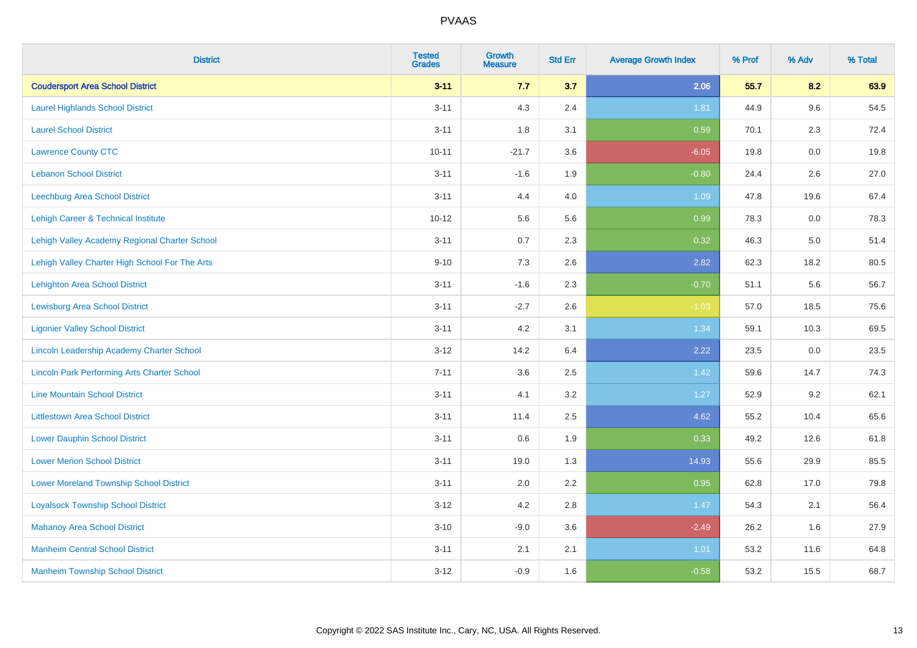# PVAAS

| District | Tested Grades | Growth Measure | Std Err | Average Growth Index | % Prof | % Adv | % Total |
|---|---|---|---|---|---|---|---|
| **Coudersport Area School District** | **3-11** | **7.7** | **3.7** | **2.06** | **55.7** | **8.2** | **63.9** |
| Laurel Highlands School District | 3-11 | 4.3 | 2.4 | 1.81 | 44.9 | 9.6 | 54.5 |
| Laurel School District | 3-11 | 1.8 | 3.1 | 0.59 | 70.1 | 2.3 | 72.4 |
| Lawrence County CTC | 10-11 | -21.7 | 3.6 | -6.05 | 19.8 | 0.0 | 19.8 |
| Lebanon School District | 3-11 | -1.6 | 1.9 | -0.80 | 24.4 | 2.6 | 27.0 |
| Leechburg Area School District | 3-11 | 4.4 | 4.0 | 1.09 | 47.8 | 19.6 | 67.4 |
| Lehigh Career & Technical Institute | 10-12 | 5.6 | 5.6 | 0.99 | 78.3 | 0.0 | 78.3 |
| Lehigh Valley Academy Regional Charter School | 3-11 | 0.7 | 2.3 | 0.32 | 46.3 | 5.0 | 51.4 |
| Lehigh Valley Charter High School For The Arts | 9-10 | 7.3 | 2.6 | 2.82 | 62.3 | 18.2 | 80.5 |
| Lehighton Area School District | 3-11 | -1.6 | 2.3 | -0.70 | 51.1 | 5.6 | 56.7 |
| Lewisburg Area School District | 3-11 | -2.7 | 2.6 | -1.03 | 57.0 | 18.5 | 75.6 |
| Ligonier Valley School District | 3-11 | 4.2 | 3.1 | 1.34 | 59.1 | 10.3 | 69.5 |
| Lincoln Leadership Academy Charter School | 3-12 | 14.2 | 6.4 | 2.22 | 23.5 | 0.0 | 23.5 |
| Lincoln Park Performing Arts Charter School | 7-11 | 3.6 | 2.5 | 1.42 | 59.6 | 14.7 | 74.3 |
| Line Mountain School District | 3-11 | 4.1 | 3.2 | 1.27 | 52.9 | 9.2 | 62.1 |
| Littlestown Area School District | 3-11 | 11.4 | 2.5 | 4.62 | 55.2 | 10.4 | 65.6 |
| Lower Dauphin School District | 3-11 | 0.6 | 1.9 | 0.33 | 49.2 | 12.6 | 61.8 |
| Lower Merion School District | 3-11 | 19.0 | 1.3 | 14.93 | 55.6 | 29.9 | 85.5 |
| Lower Moreland Township School District | 3-11 | 2.0 | 2.2 | 0.95 | 62.8 | 17.0 | 79.8 |
| Loyalsock Township School District | 3-12 | 4.2 | 2.8 | 1.47 | 54.3 | 2.1 | 56.4 |
| Mahanoy Area School District | 3-10 | -9.0 | 3.6 | -2.49 | 26.2 | 1.6 | 27.9 |
| Manheim Central School District | 3-11 | 2.1 | 2.1 | 1.01 | 53.2 | 11.6 | 64.8 |
| Manheim Township School District | 3-12 | -0.9 | 1.6 | -0.58 | 53.2 | 15.5 | 68.7 |

Copyright © 2022 SAS Institute Inc., Cary, NC, USA. All Rights Reserved.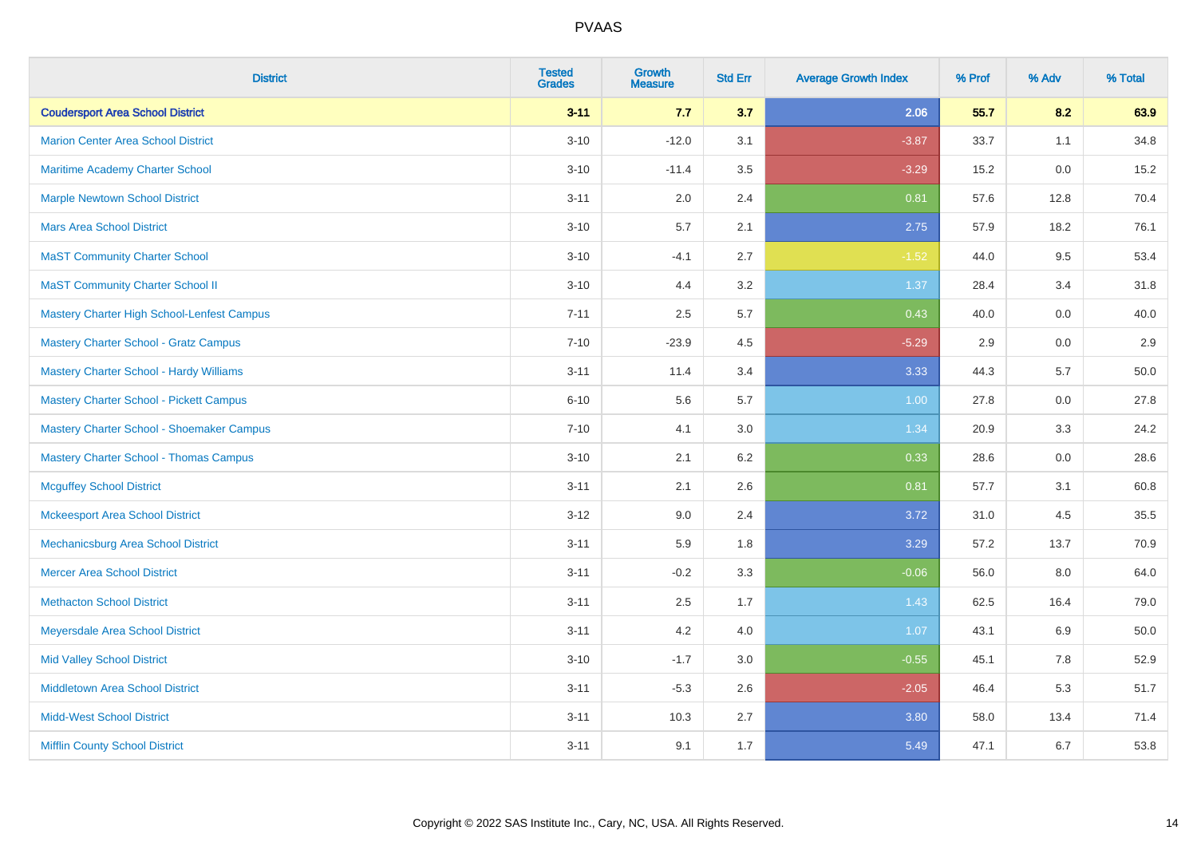| District | Tested Grades | Growth Measure | Std Err | Average Growth Index | % Prof | % Adv | % Total |
|---|---|---|---|---|---|---|---|
| **Coudersport Area School District** | **3-11** | **7.7** | **3.7** | **2.06** | **55.7** | **8.2** | **63.9** |
| Marion Center Area School District | 3-10 | -12.0 | 3.1 | -3.87 | 33.7 | 1.1 | 34.8 |
| Maritime Academy Charter School | 3-10 | -11.4 | 3.5 | -3.29 | 15.2 | 0.0 | 15.2 |
| Marple Newtown School District | 3-11 | 2.0 | 2.4 | 0.81 | 57.6 | 12.8 | 70.4 |
| Mars Area School District | 3-10 | 5.7 | 2.1 | 2.75 | 57.9 | 18.2 | 76.1 |
| MaST Community Charter School | 3-10 | -4.1 | 2.7 | -1.52 | 44.0 | 9.5 | 53.4 |
| MaST Community Charter School II | 3-10 | 4.4 | 3.2 | 1.37 | 28.4 | 3.4 | 31.8 |
| Mastery Charter High School-Lenfest Campus | 7-11 | 2.5 | 5.7 | 0.43 | 40.0 | 0.0 | 40.0 |
| Mastery Charter School - Gratz Campus | 7-10 | -23.9 | 4.5 | -5.29 | 2.9 | 0.0 | 2.9 |
| Mastery Charter School - Hardy Williams | 3-11 | 11.4 | 3.4 | 3.33 | 44.3 | 5.7 | 50.0 |
| Mastery Charter School - Pickett Campus | 6-10 | 5.6 | 5.7 | 1.00 | 27.8 | 0.0 | 27.8 |
| Mastery Charter School - Shoemaker Campus | 7-10 | 4.1 | 3.0 | 1.34 | 20.9 | 3.3 | 24.2 |
| Mastery Charter School - Thomas Campus | 3-10 | 2.1 | 6.2 | 0.33 | 28.6 | 0.0 | 28.6 |
| Mcguffey School District | 3-11 | 2.1 | 2.6 | 0.81 | 57.7 | 3.1 | 60.8 |
| Mckeesport Area School District | 3-12 | 9.0 | 2.4 | 3.72 | 31.0 | 4.5 | 35.5 |
| Mechanicsburg Area School District | 3-11 | 5.9 | 1.8 | 3.29 | 57.2 | 13.7 | 70.9 |
| Mercer Area School District | 3-11 | -0.2 | 3.3 | -0.06 | 56.0 | 8.0 | 64.0 |
| Methacton School District | 3-11 | 2.5 | 1.7 | 1.43 | 62.5 | 16.4 | 79.0 |
| Meyersdale Area School District | 3-11 | 4.2 | 4.0 | 1.07 | 43.1 | 6.9 | 50.0 |
| Mid Valley School District | 3-10 | -1.7 | 3.0 | -0.55 | 45.1 | 7.8 | 52.9 |
| Middletown Area School District | 3-11 | -5.3 | 2.6 | -2.05 | 46.4 | 5.3 | 51.7 |
| Midd-West School District | 3-11 | 10.3 | 2.7 | 3.80 | 58.0 | 13.4 | 71.4 |
| Mifflin County School District | 3-11 | 9.1 | 1.7 | 5.49 | 47.1 | 6.7 | 53.8 |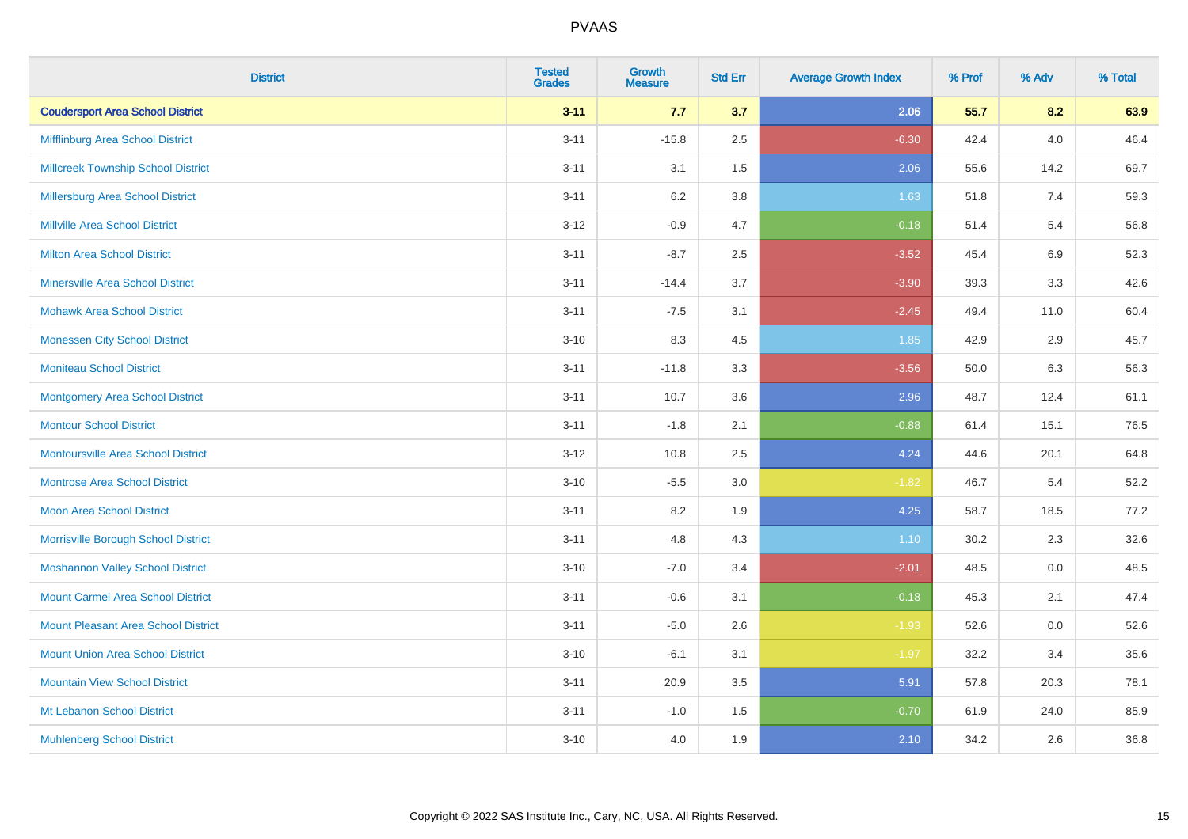# PVAAS

| District | Tested Grades | Growth Measure | Std Err | Average Growth Index | % Prof | % Adv | % Total |
|---|---|---|---|---|---|---|---|
| **Coudersport Area School District** | **3-11** | **7.7** | **3.7** | **2.06** | **55.7** | **8.2** | **63.9** |
| Mifflinburg Area School District | 3-11 | -15.8 | 2.5 | -6.30 | 42.4 | 4.0 | 46.4 |
| Millcreek Township School District | 3-11 | 3.1 | 1.5 | 2.06 | 55.6 | 14.2 | 69.7 |
| Millersburg Area School District | 3-11 | 6.2 | 3.8 | 1.63 | 51.8 | 7.4 | 59.3 |
| Millville Area School District | 3-12 | -0.9 | 4.7 | -0.18 | 51.4 | 5.4 | 56.8 |
| Milton Area School District | 3-11 | -8.7 | 2.5 | -3.52 | 45.4 | 6.9 | 52.3 |
| Minersville Area School District | 3-11 | -14.4 | 3.7 | -3.90 | 39.3 | 3.3 | 42.6 |
| Mohawk Area School District | 3-11 | -7.5 | 3.1 | -2.45 | 49.4 | 11.0 | 60.4 |
| Monessen City School District | 3-10 | 8.3 | 4.5 | 1.85 | 42.9 | 2.9 | 45.7 |
| Moniteau School District | 3-11 | -11.8 | 3.3 | -3.56 | 50.0 | 6.3 | 56.3 |
| Montgomery Area School District | 3-11 | 10.7 | 3.6 | 2.96 | 48.7 | 12.4 | 61.1 |
| Montour School District | 3-11 | -1.8 | 2.1 | -0.88 | 61.4 | 15.1 | 76.5 |
| Montoursville Area School District | 3-12 | 10.8 | 2.5 | 4.24 | 44.6 | 20.1 | 64.8 |
| Montrose Area School District | 3-10 | -5.5 | 3.0 | -1.82 | 46.7 | 5.4 | 52.2 |
| Moon Area School District | 3-11 | 8.2 | 1.9 | 4.25 | 58.7 | 18.5 | 77.2 |
| Morrisville Borough School District | 3-11 | 4.8 | 4.3 | 1.10 | 30.2 | 2.3 | 32.6 |
| Moshannon Valley School District | 3-10 | -7.0 | 3.4 | -2.01 | 48.5 | 0.0 | 48.5 |
| Mount Carmel Area School District | 3-11 | -0.6 | 3.1 | -0.18 | 45.3 | 2.1 | 47.4 |
| Mount Pleasant Area School District | 3-11 | -5.0 | 2.6 | -1.93 | 52.6 | 0.0 | 52.6 |
| Mount Union Area School District | 3-10 | -6.1 | 3.1 | -1.97 | 32.2 | 3.4 | 35.6 |
| Mountain View School District | 3-11 | 20.9 | 3.5 | 5.91 | 57.8 | 20.3 | 78.1 |
| Mt Lebanon School District | 3-11 | -1.0 | 1.5 | -0.70 | 61.9 | 24.0 | 85.9 |
| Muhlenberg School District | 3-10 | 4.0 | 1.9 | 2.10 | 34.2 | 2.6 | 36.8 |

Copyright © 2022 SAS Institute Inc., Cary, NC, USA. All Rights Reserved.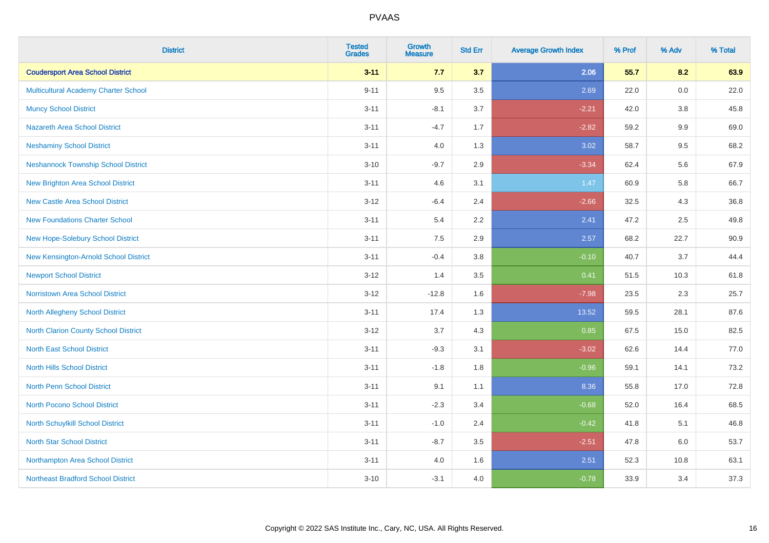| District | Tested Grades | Growth Measure | Std Err | Average Growth Index | % Prof | % Adv | % Total |
|---|---|---|---|---|---|---|---|
| **Coudersport Area School District** | **3-11** | **7.7** | **3.7** | **2.06** | **55.7** | **8.2** | **63.9** |
| Multicultural Academy Charter School | 9-11 | 9.5 | 3.5 | 2.69 | 22.0 | 0.0 | 22.0 |
| Muncy School District | 3-11 | -8.1 | 3.7 | -2.21 | 42.0 | 3.8 | 45.8 |
| Nazareth Area School District | 3-11 | -4.7 | 1.7 | -2.82 | 59.2 | 9.9 | 69.0 |
| Neshaminy School District | 3-11 | 4.0 | 1.3 | 3.02 | 58.7 | 9.5 | 68.2 |
| Neshannock Township School District | 3-10 | -9.7 | 2.9 | -3.34 | 62.4 | 5.6 | 67.9 |
| New Brighton Area School District | 3-11 | 4.6 | 3.1 | 1.47 | 60.9 | 5.8 | 66.7 |
| New Castle Area School District | 3-12 | -6.4 | 2.4 | -2.66 | 32.5 | 4.3 | 36.8 |
| New Foundations Charter School | 3-11 | 5.4 | 2.2 | 2.41 | 47.2 | 2.5 | 49.8 |
| New Hope-Solebury School District | 3-11 | 7.5 | 2.9 | 2.57 | 68.2 | 22.7 | 90.9 |
| New Kensington-Arnold School District | 3-11 | -0.4 | 3.8 | -0.10 | 40.7 | 3.7 | 44.4 |
| Newport School District | 3-12 | 1.4 | 3.5 | 0.41 | 51.5 | 10.3 | 61.8 |
| Norristown Area School District | 3-12 | -12.8 | 1.6 | -7.98 | 23.5 | 2.3 | 25.7 |
| North Allegheny School District | 3-11 | 17.4 | 1.3 | 13.52 | 59.5 | 28.1 | 87.6 |
| North Clarion County School District | 3-12 | 3.7 | 4.3 | 0.85 | 67.5 | 15.0 | 82.5 |
| North East School District | 3-11 | -9.3 | 3.1 | -3.02 | 62.6 | 14.4 | 77.0 |
| North Hills School District | 3-11 | -1.8 | 1.8 | -0.96 | 59.1 | 14.1 | 73.2 |
| North Penn School District | 3-11 | 9.1 | 1.1 | 8.36 | 55.8 | 17.0 | 72.8 |
| North Pocono School District | 3-11 | -2.3 | 3.4 | -0.68 | 52.0 | 16.4 | 68.5 |
| North Schuylkill School District | 3-11 | -1.0 | 2.4 | -0.42 | 41.8 | 5.1 | 46.8 |
| North Star School District | 3-11 | -8.7 | 3.5 | -2.51 | 47.8 | 6.0 | 53.7 |
| Northampton Area School District | 3-11 | 4.0 | 1.6 | 2.51 | 52.3 | 10.8 | 63.1 |
| Northeast Bradford School District | 3-10 | -3.1 | 4.0 | -0.78 | 33.9 | 3.4 | 37.3 |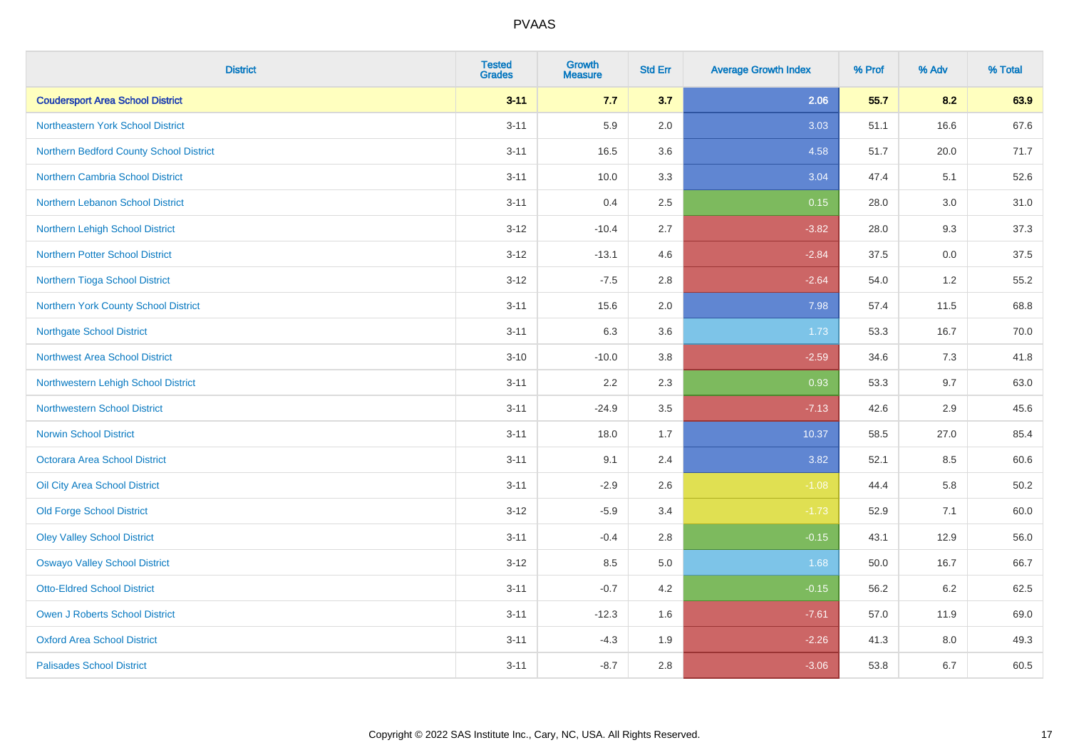# PVAAS

| District | Tested Grades | Growth Measure | Std Err | Average Growth Index | % Prof | % Adv | % Total |
|---|---|---|---|---|---|---|---|
| **Coudersport Area School District** | **3-11** | **7.7** | **3.7** | **2.06** | **55.7** | **8.2** | **63.9** |
| Northeastern York School District | 3-11 | 5.9 | 2.0 | 3.03 | 51.1 | 16.6 | 67.6 |
| Northern Bedford County School District | 3-11 | 16.5 | 3.6 | 4.58 | 51.7 | 20.0 | 71.7 |
| Northern Cambria School District | 3-11 | 10.0 | 3.3 | 3.04 | 47.4 | 5.1 | 52.6 |
| Northern Lebanon School District | 3-11 | 0.4 | 2.5 | 0.15 | 28.0 | 3.0 | 31.0 |
| Northern Lehigh School District | 3-12 | -10.4 | 2.7 | -3.82 | 28.0 | 9.3 | 37.3 |
| Northern Potter School District | 3-12 | -13.1 | 4.6 | -2.84 | 37.5 | 0.0 | 37.5 |
| Northern Tioga School District | 3-12 | -7.5 | 2.8 | -2.64 | 54.0 | 1.2 | 55.2 |
| Northern York County School District | 3-11 | 15.6 | 2.0 | 7.98 | 57.4 | 11.5 | 68.8 |
| Northgate School District | 3-11 | 6.3 | 3.6 | 1.73 | 53.3 | 16.7 | 70.0 |
| Northwest Area School District | 3-10 | -10.0 | 3.8 | -2.59 | 34.6 | 7.3 | 41.8 |
| Northwestern Lehigh School District | 3-11 | 2.2 | 2.3 | 0.93 | 53.3 | 9.7 | 63.0 |
| Northwestern School District | 3-11 | -24.9 | 3.5 | -7.13 | 42.6 | 2.9 | 45.6 |
| Norwin School District | 3-11 | 18.0 | 1.7 | 10.37 | 58.5 | 27.0 | 85.4 |
| Octorara Area School District | 3-11 | 9.1 | 2.4 | 3.82 | 52.1 | 8.5 | 60.6 |
| Oil City Area School District | 3-11 | -2.9 | 2.6 | -1.08 | 44.4 | 5.8 | 50.2 |
| Old Forge School District | 3-12 | -5.9 | 3.4 | -1.73 | 52.9 | 7.1 | 60.0 |
| Oley Valley School District | 3-11 | -0.4 | 2.8 | -0.15 | 43.1 | 12.9 | 56.0 |
| Oswayo Valley School District | 3-12 | 8.5 | 5.0 | 1.68 | 50.0 | 16.7 | 66.7 |
| Otto-Eldred School District | 3-11 | -0.7 | 4.2 | -0.15 | 56.2 | 6.2 | 62.5 |
| Owen J Roberts School District | 3-11 | -12.3 | 1.6 | -7.61 | 57.0 | 11.9 | 69.0 |
| Oxford Area School District | 3-11 | -4.3 | 1.9 | -2.26 | 41.3 | 8.0 | 49.3 |
| Palisades School District | 3-11 | -8.7 | 2.8 | -3.06 | 53.8 | 6.7 | 60.5 |

Copyright © 2022 SAS Institute Inc., Cary, NC, USA. All Rights Reserved.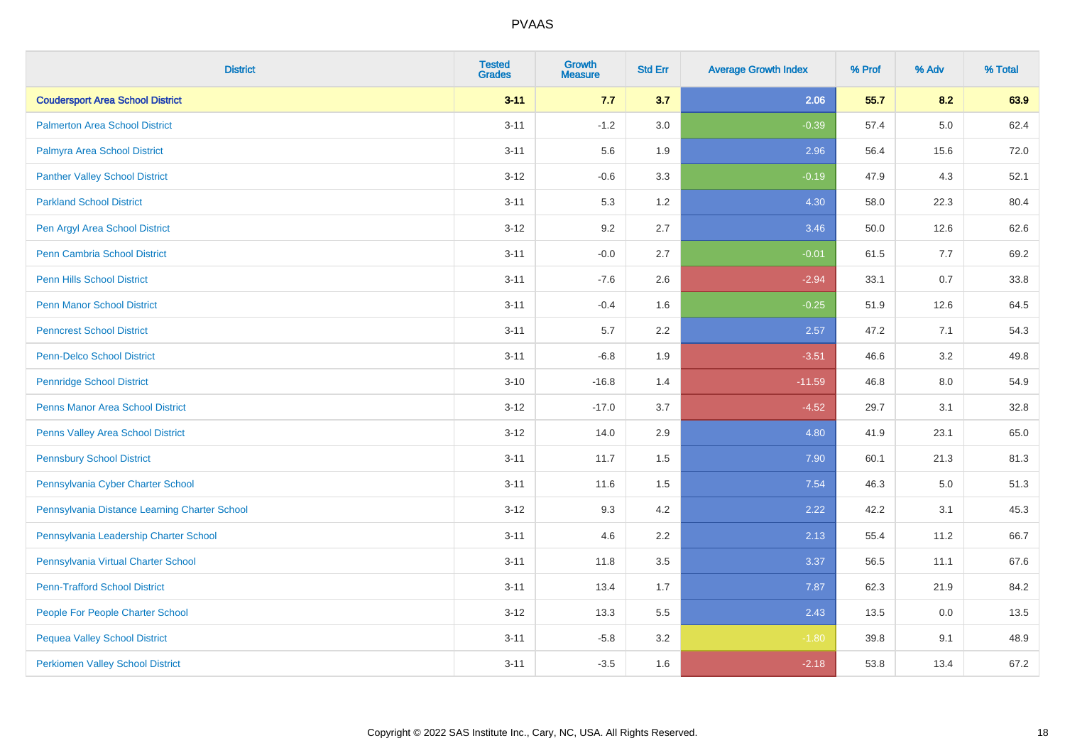# PVAAS

| District | Tested Grades | Growth Measure | Std Err | Average Growth Index | % Prof | % Adv | % Total |
|---|---|---|---|---|---|---|---|
| **Coudersport Area School District** | **3-11** | **7.7** | **3.7** | **2.06** | **55.7** | **8.2** | **63.9** |
| Palmerton Area School District | 3-11 | -1.2 | 3.0 | -0.39 | 57.4 | 5.0 | 62.4 |
| Palmyra Area School District | 3-11 | 5.6 | 1.9 | 2.96 | 56.4 | 15.6 | 72.0 |
| Panther Valley School District | 3-12 | -0.6 | 3.3 | -0.19 | 47.9 | 4.3 | 52.1 |
| Parkland School District | 3-11 | 5.3 | 1.2 | 4.30 | 58.0 | 22.3 | 80.4 |
| Pen Argyl Area School District | 3-12 | 9.2 | 2.7 | 3.46 | 50.0 | 12.6 | 62.6 |
| Penn Cambria School District | 3-11 | -0.0 | 2.7 | -0.01 | 61.5 | 7.7 | 69.2 |
| Penn Hills School District | 3-11 | -7.6 | 2.6 | -2.94 | 33.1 | 0.7 | 33.8 |
| Penn Manor School District | 3-11 | -0.4 | 1.6 | -0.25 | 51.9 | 12.6 | 64.5 |
| Penncrest School District | 3-11 | 5.7 | 2.2 | 2.57 | 47.2 | 7.1 | 54.3 |
| Penn-Delco School District | 3-11 | -6.8 | 1.9 | -3.51 | 46.6 | 3.2 | 49.8 |
| Pennridge School District | 3-10 | -16.8 | 1.4 | -11.59 | 46.8 | 8.0 | 54.9 |
| Penns Manor Area School District | 3-12 | -17.0 | 3.7 | -4.52 | 29.7 | 3.1 | 32.8 |
| Penns Valley Area School District | 3-12 | 14.0 | 2.9 | 4.80 | 41.9 | 23.1 | 65.0 |
| Pennsbury School District | 3-11 | 11.7 | 1.5 | 7.90 | 60.1 | 21.3 | 81.3 |
| Pennsylvania Cyber Charter School | 3-11 | 11.6 | 1.5 | 7.54 | 46.3 | 5.0 | 51.3 |
| Pennsylvania Distance Learning Charter School | 3-12 | 9.3 | 4.2 | 2.22 | 42.2 | 3.1 | 45.3 |
| Pennsylvania Leadership Charter School | 3-11 | 4.6 | 2.2 | 2.13 | 55.4 | 11.2 | 66.7 |
| Pennsylvania Virtual Charter School | 3-11 | 11.8 | 3.5 | 3.37 | 56.5 | 11.1 | 67.6 |
| Penn-Trafford School District | 3-11 | 13.4 | 1.7 | 7.87 | 62.3 | 21.9 | 84.2 |
| People For People Charter School | 3-12 | 13.3 | 5.5 | 2.43 | 13.5 | 0.0 | 13.5 |
| Pequea Valley School District | 3-11 | -5.8 | 3.2 | -1.80 | 39.8 | 9.1 | 48.9 |
| Perkiomen Valley School District | 3-11 | -3.5 | 1.6 | -2.18 | 53.8 | 13.4 | 67.2 |

Copyright © 2022 SAS Institute Inc., Cary, NC, USA. All Rights Reserved.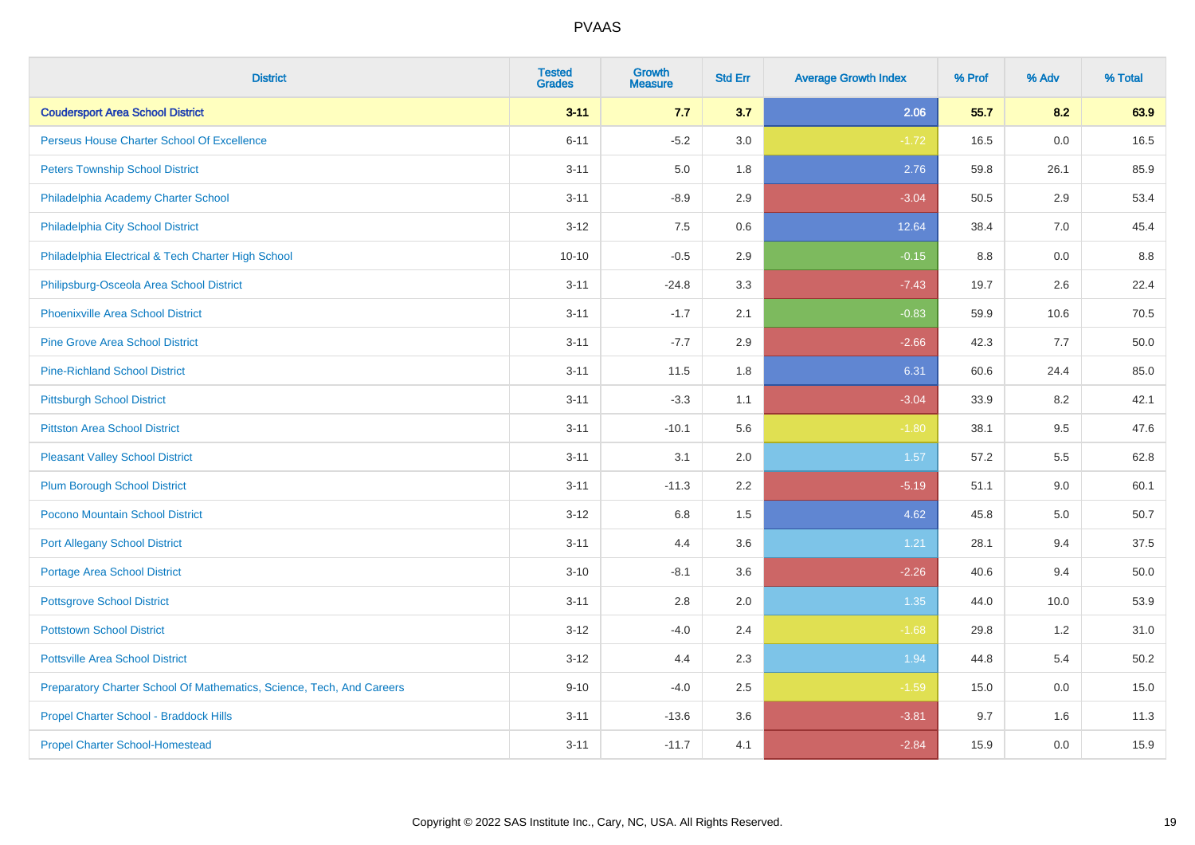# PVAAS

| District | Tested Grades | Growth Measure | Std Err | Average Growth Index | % Prof | % Adv | % Total |
|---|---|---|---|---|---|---|---|
| **Coudersport Area School District** | **3-11** | **7.7** | **3.7** | **2.06** | **55.7** | **8.2** | **63.9** |
| Perseus House Charter School Of Excellence | 6-11 | -5.2 | 3.0 | -1.72 | 16.5 | 0.0 | 16.5 |
| Peters Township School District | 3-11 | 5.0 | 1.8 | 2.76 | 59.8 | 26.1 | 85.9 |
| Philadelphia Academy Charter School | 3-11 | -8.9 | 2.9 | -3.04 | 50.5 | 2.9 | 53.4 |
| Philadelphia City School District | 3-12 | 7.5 | 0.6 | 12.64 | 38.4 | 7.0 | 45.4 |
| Philadelphia Electrical & Tech Charter High School | 10-10 | -0.5 | 2.9 | -0.15 | 8.8 | 0.0 | 8.8 |
| Philipsburg-Osceola Area School District | 3-11 | -24.8 | 3.3 | -7.43 | 19.7 | 2.6 | 22.4 |
| Phoenixville Area School District | 3-11 | -1.7 | 2.1 | -0.83 | 59.9 | 10.6 | 70.5 |
| Pine Grove Area School District | 3-11 | -7.7 | 2.9 | -2.66 | 42.3 | 7.7 | 50.0 |
| Pine-Richland School District | 3-11 | 11.5 | 1.8 | 6.31 | 60.6 | 24.4 | 85.0 |
| Pittsburgh School District | 3-11 | -3.3 | 1.1 | -3.04 | 33.9 | 8.2 | 42.1 |
| Pittston Area School District | 3-11 | -10.1 | 5.6 | -1.80 | 38.1 | 9.5 | 47.6 |
| Pleasant Valley School District | 3-11 | 3.1 | 2.0 | 1.57 | 57.2 | 5.5 | 62.8 |
| Plum Borough School District | 3-11 | -11.3 | 2.2 | -5.19 | 51.1 | 9.0 | 60.1 |
| Pocono Mountain School District | 3-12 | 6.8 | 1.5 | 4.62 | 45.8 | 5.0 | 50.7 |
| Port Allegany School District | 3-11 | 4.4 | 3.6 | 1.21 | 28.1 | 9.4 | 37.5 |
| Portage Area School District | 3-10 | -8.1 | 3.6 | -2.26 | 40.6 | 9.4 | 50.0 |
| Pottsgrove School District | 3-11 | 2.8 | 2.0 | 1.35 | 44.0 | 10.0 | 53.9 |
| Pottstown School District | 3-12 | -4.0 | 2.4 | -1.68 | 29.8 | 1.2 | 31.0 |
| Pottsville Area School District | 3-12 | 4.4 | 2.3 | 1.94 | 44.8 | 5.4 | 50.2 |
| Preparatory Charter School Of Mathematics, Science, Tech, And Careers | 9-10 | -4.0 | 2.5 | -1.59 | 15.0 | 0.0 | 15.0 |
| Propel Charter School - Braddock Hills | 3-11 | -13.6 | 3.6 | -3.81 | 9.7 | 1.6 | 11.3 |
| Propel Charter School-Homestead | 3-11 | -11.7 | 4.1 | -2.84 | 15.9 | 0.0 | 15.9 |

Copyright © 2022 SAS Institute Inc., Cary, NC, USA. All Rights Reserved.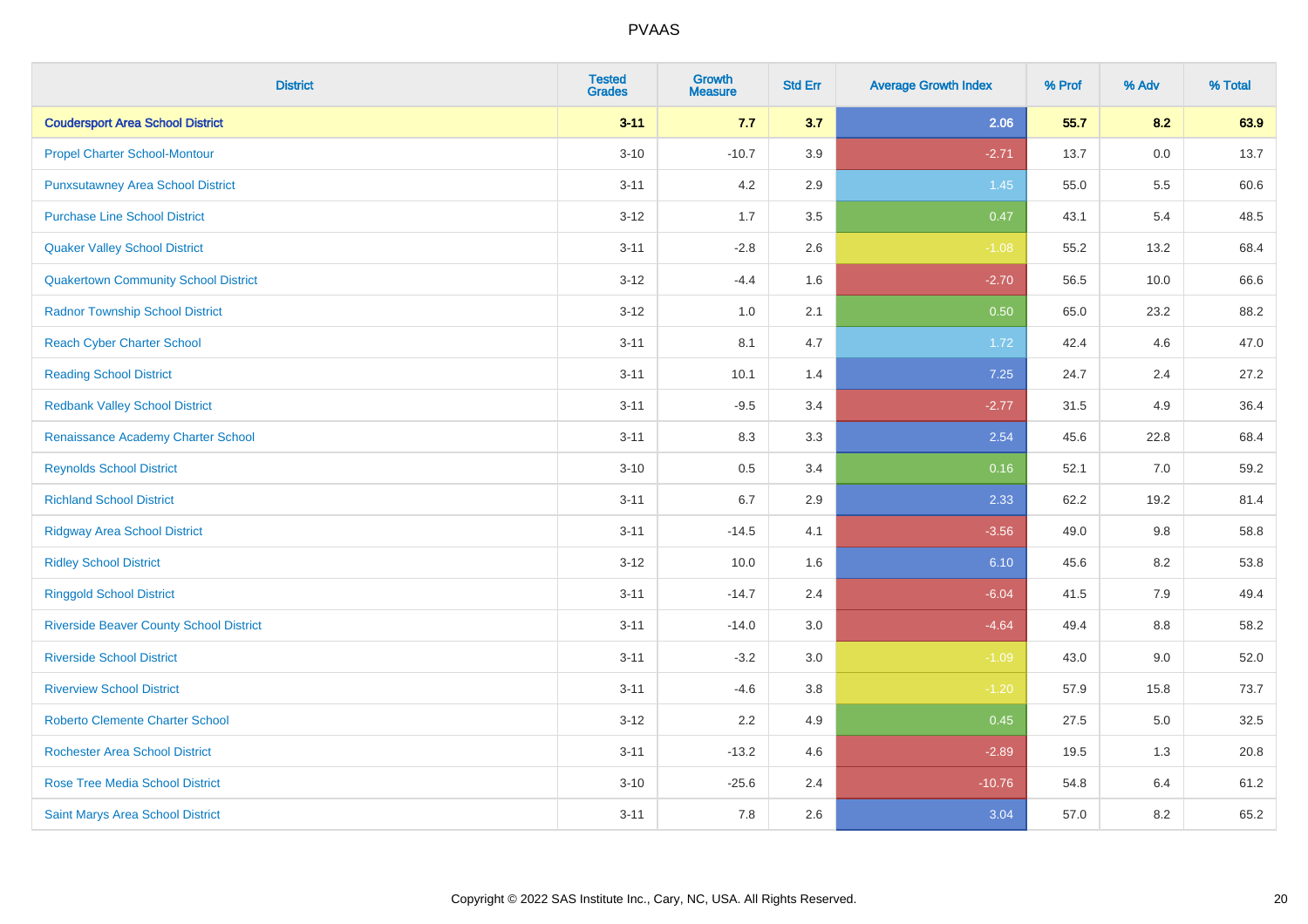# PVAAS

| District | Tested Grades | Growth Measure | Std Err | Average Growth Index | % Prof | % Adv | % Total |
|---|---|---|---|---|---|---|---|
| **Coudersport Area School District** | **3-11** | **7.7** | **3.7** | **2.06** | **55.7** | **8.2** | **63.9** |
| Propel Charter School-Montour | 3-10 | -10.7 | 3.9 | -2.71 | 13.7 | 0.0 | 13.7 |
| Punxsutawney Area School District | 3-11 | 4.2 | 2.9 | 1.45 | 55.0 | 5.5 | 60.6 |
| Purchase Line School District | 3-12 | 1.7 | 3.5 | 0.47 | 43.1 | 5.4 | 48.5 |
| Quaker Valley School District | 3-11 | -2.8 | 2.6 | -1.08 | 55.2 | 13.2 | 68.4 |
| Quakertown Community School District | 3-12 | -4.4 | 1.6 | -2.70 | 56.5 | 10.0 | 66.6 |
| Radnor Township School District | 3-12 | 1.0 | 2.1 | 0.50 | 65.0 | 23.2 | 88.2 |
| Reach Cyber Charter School | 3-11 | 8.1 | 4.7 | 1.72 | 42.4 | 4.6 | 47.0 |
| Reading School District | 3-11 | 10.1 | 1.4 | 7.25 | 24.7 | 2.4 | 27.2 |
| Redbank Valley School District | 3-11 | -9.5 | 3.4 | -2.77 | 31.5 | 4.9 | 36.4 |
| Renaissance Academy Charter School | 3-11 | 8.3 | 3.3 | 2.54 | 45.6 | 22.8 | 68.4 |
| Reynolds School District | 3-10 | 0.5 | 3.4 | 0.16 | 52.1 | 7.0 | 59.2 |
| Richland School District | 3-11 | 6.7 | 2.9 | 2.33 | 62.2 | 19.2 | 81.4 |
| Ridgway Area School District | 3-11 | -14.5 | 4.1 | -3.56 | 49.0 | 9.8 | 58.8 |
| Ridley School District | 3-12 | 10.0 | 1.6 | 6.10 | 45.6 | 8.2 | 53.8 |
| Ringgold School District | 3-11 | -14.7 | 2.4 | -6.04 | 41.5 | 7.9 | 49.4 |
| Riverside Beaver County School District | 3-11 | -14.0 | 3.0 | -4.64 | 49.4 | 8.8 | 58.2 |
| Riverside School District | 3-11 | -3.2 | 3.0 | -1.09 | 43.0 | 9.0 | 52.0 |
| Riverview School District | 3-11 | -4.6 | 3.8 | -1.20 | 57.9 | 15.8 | 73.7 |
| Roberto Clemente Charter School | 3-12 | 2.2 | 4.9 | 0.45 | 27.5 | 5.0 | 32.5 |
| Rochester Area School District | 3-11 | -13.2 | 4.6 | -2.89 | 19.5 | 1.3 | 20.8 |
| Rose Tree Media School District | 3-10 | -25.6 | 2.4 | -10.76 | 54.8 | 6.4 | 61.2 |
| Saint Marys Area School District | 3-11 | 7.8 | 2.6 | 3.04 | 57.0 | 8.2 | 65.2 |

Copyright © 2022 SAS Institute Inc., Cary, NC, USA. All Rights Reserved.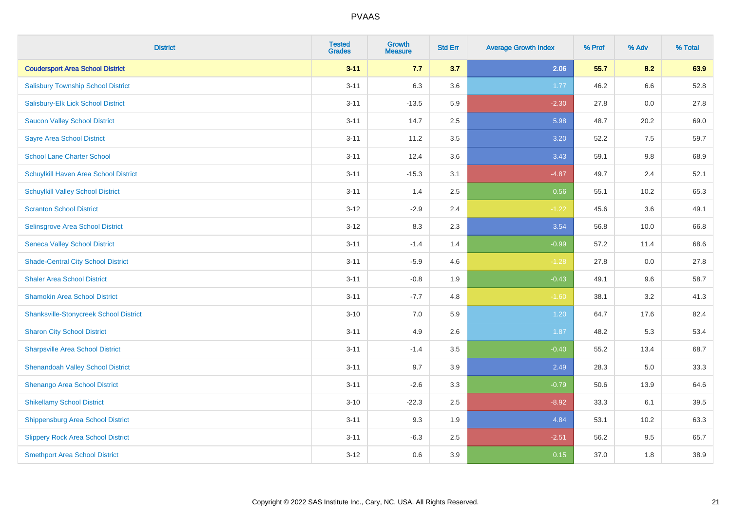# PVAAS

| District | Tested Grades | Growth Measure | Std Err | Average Growth Index | % Prof | % Adv | % Total |
|---|---|---|---|---|---|---|---|
| **Coudersport Area School District** | **3-11** | **7.7** | **3.7** | **2.06** | **55.7** | **8.2** | **63.9** |
| Salisbury Township School District | 3-11 | 6.3 | 3.6 | 1.77 | 46.2 | 6.6 | 52.8 |
| Salisbury-Elk Lick School District | 3-11 | -13.5 | 5.9 | -2.30 | 27.8 | 0.0 | 27.8 |
| Saucon Valley School District | 3-11 | 14.7 | 2.5 | 5.98 | 48.7 | 20.2 | 69.0 |
| Sayre Area School District | 3-11 | 11.2 | 3.5 | 3.20 | 52.2 | 7.5 | 59.7 |
| School Lane Charter School | 3-11 | 12.4 | 3.6 | 3.43 | 59.1 | 9.8 | 68.9 |
| Schuylkill Haven Area School District | 3-11 | -15.3 | 3.1 | -4.87 | 49.7 | 2.4 | 52.1 |
| Schuylkill Valley School District | 3-11 | 1.4 | 2.5 | 0.56 | 55.1 | 10.2 | 65.3 |
| Scranton School District | 3-12 | -2.9 | 2.4 | -1.22 | 45.6 | 3.6 | 49.1 |
| Selinsgrove Area School District | 3-12 | 8.3 | 2.3 | 3.54 | 56.8 | 10.0 | 66.8 |
| Seneca Valley School District | 3-11 | -1.4 | 1.4 | -0.99 | 57.2 | 11.4 | 68.6 |
| Shade-Central City School District | 3-11 | -5.9 | 4.6 | -1.28 | 27.8 | 0.0 | 27.8 |
| Shaler Area School District | 3-11 | -0.8 | 1.9 | -0.43 | 49.1 | 9.6 | 58.7 |
| Shamokin Area School District | 3-11 | -7.7 | 4.8 | -1.60 | 38.1 | 3.2 | 41.3 |
| Shanksville-Stonycreek School District | 3-10 | 7.0 | 5.9 | 1.20 | 64.7 | 17.6 | 82.4 |
| Sharon City School District | 3-11 | 4.9 | 2.6 | 1.87 | 48.2 | 5.3 | 53.4 |
| Sharpsville Area School District | 3-11 | -1.4 | 3.5 | -0.40 | 55.2 | 13.4 | 68.7 |
| Shenandoah Valley School District | 3-11 | 9.7 | 3.9 | 2.49 | 28.3 | 5.0 | 33.3 |
| Shenango Area School District | 3-11 | -2.6 | 3.3 | -0.79 | 50.6 | 13.9 | 64.6 |
| Shikellamy School District | 3-10 | -22.3 | 2.5 | -8.92 | 33.3 | 6.1 | 39.5 |
| Shippensburg Area School District | 3-11 | 9.3 | 1.9 | 4.84 | 53.1 | 10.2 | 63.3 |
| Slippery Rock Area School District | 3-11 | -6.3 | 2.5 | -2.51 | 56.2 | 9.5 | 65.7 |
| Smethport Area School District | 3-12 | 0.6 | 3.9 | 0.15 | 37.0 | 1.8 | 38.9 |

Copyright © 2022 SAS Institute Inc., Cary, NC, USA. All Rights Reserved.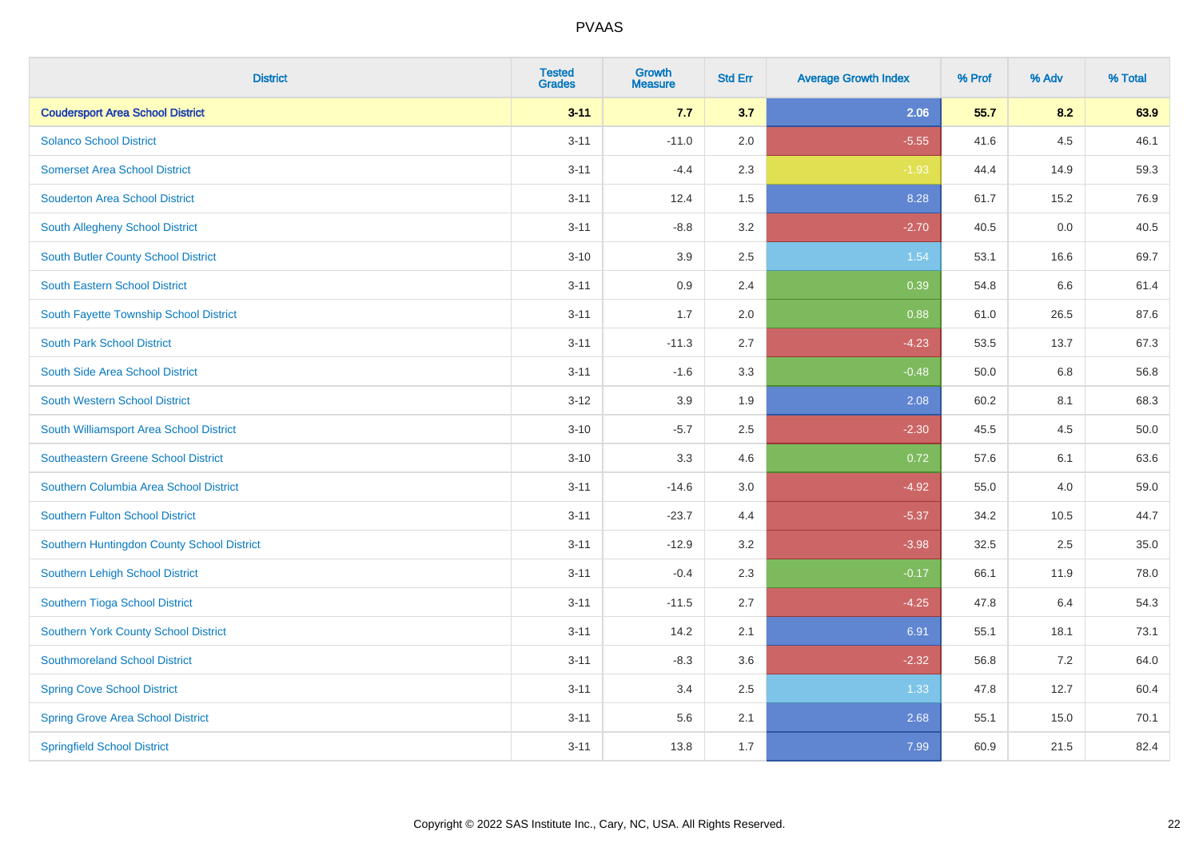# PVAAS

| District | Tested Grades | Growth Measure | Std Err | Average Growth Index | % Prof | % Adv | % Total |
|---|---|---|---|---|---|---|---|
| **Coudersport Area School District** | **3-11** | **7.7** | **3.7** | **2.06** | **55.7** | **8.2** | **63.9** |
| Solanco School District | 3-11 | -11.0 | 2.0 | -5.55 | 41.6 | 4.5 | 46.1 |
| Somerset Area School District | 3-11 | -4.4 | 2.3 | -1.93 | 44.4 | 14.9 | 59.3 |
| Souderton Area School District | 3-11 | 12.4 | 1.5 | 8.28 | 61.7 | 15.2 | 76.9 |
| South Allegheny School District | 3-11 | -8.8 | 3.2 | -2.70 | 40.5 | 0.0 | 40.5 |
| South Butler County School District | 3-10 | 3.9 | 2.5 | 1.54 | 53.1 | 16.6 | 69.7 |
| South Eastern School District | 3-11 | 0.9 | 2.4 | 0.39 | 54.8 | 6.6 | 61.4 |
| South Fayette Township School District | 3-11 | 1.7 | 2.0 | 0.88 | 61.0 | 26.5 | 87.6 |
| South Park School District | 3-11 | -11.3 | 2.7 | -4.23 | 53.5 | 13.7 | 67.3 |
| South Side Area School District | 3-11 | -1.6 | 3.3 | -0.48 | 50.0 | 6.8 | 56.8 |
| South Western School District | 3-12 | 3.9 | 1.9 | 2.08 | 60.2 | 8.1 | 68.3 |
| South Williamsport Area School District | 3-10 | -5.7 | 2.5 | -2.30 | 45.5 | 4.5 | 50.0 |
| Southeastern Greene School District | 3-10 | 3.3 | 4.6 | 0.72 | 57.6 | 6.1 | 63.6 |
| Southern Columbia Area School District | 3-11 | -14.6 | 3.0 | -4.92 | 55.0 | 4.0 | 59.0 |
| Southern Fulton School District | 3-11 | -23.7 | 4.4 | -5.37 | 34.2 | 10.5 | 44.7 |
| Southern Huntingdon County School District | 3-11 | -12.9 | 3.2 | -3.98 | 32.5 | 2.5 | 35.0 |
| Southern Lehigh School District | 3-11 | -0.4 | 2.3 | -0.17 | 66.1 | 11.9 | 78.0 |
| Southern Tioga School District | 3-11 | -11.5 | 2.7 | -4.25 | 47.8 | 6.4 | 54.3 |
| Southern York County School District | 3-11 | 14.2 | 2.1 | 6.91 | 55.1 | 18.1 | 73.1 |
| Southmoreland School District | 3-11 | -8.3 | 3.6 | -2.32 | 56.8 | 7.2 | 64.0 |
| Spring Cove School District | 3-11 | 3.4 | 2.5 | 1.33 | 47.8 | 12.7 | 60.4 |
| Spring Grove Area School District | 3-11 | 5.6 | 2.1 | 2.68 | 55.1 | 15.0 | 70.1 |
| Springfield School District | 3-11 | 13.8 | 1.7 | 7.99 | 60.9 | 21.5 | 82.4 |

Copyright © 2022 SAS Institute Inc., Cary, NC, USA. All Rights Reserved.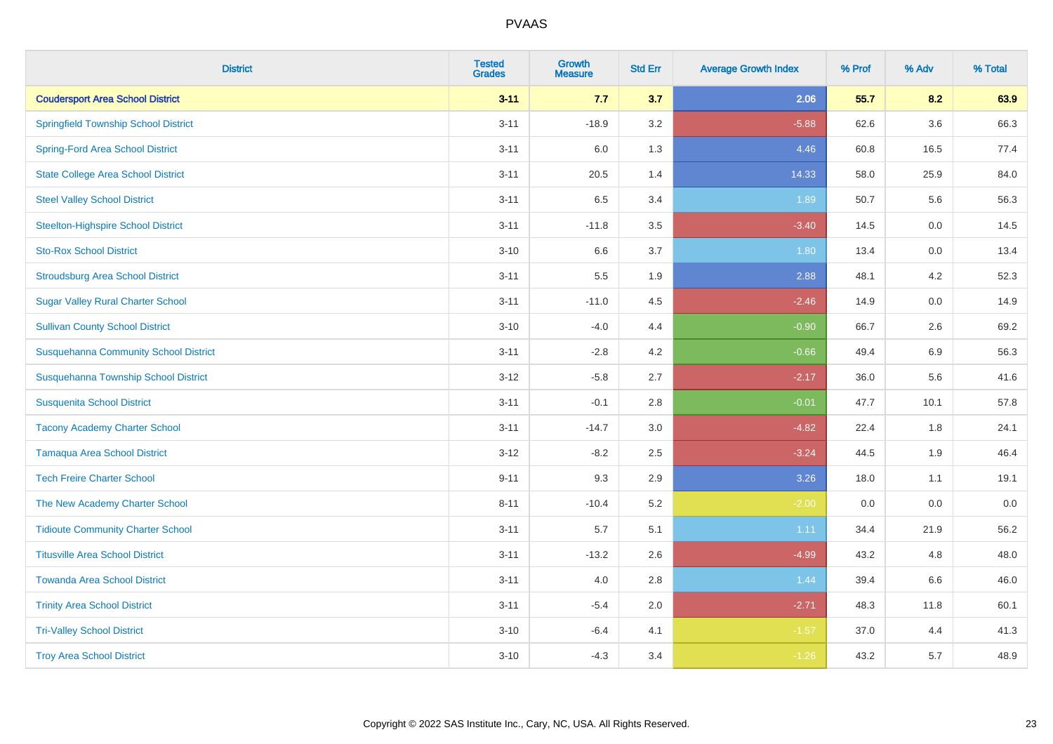# PVAAS

| District | Tested Grades | Growth Measure | Std Err | Average Growth Index | % Prof | % Adv | % Total |
|---|---|---|---|---|---|---|---|
| **Coudersport Area School District** | **3-11** | **7.7** | **3.7** | **2.06** | **55.7** | **8.2** | **63.9** |
| Springfield Township School District | 3-11 | -18.9 | 3.2 | -5.88 | 62.6 | 3.6 | 66.3 |
| Spring-Ford Area School District | 3-11 | 6.0 | 1.3 | 4.46 | 60.8 | 16.5 | 77.4 |
| State College Area School District | 3-11 | 20.5 | 1.4 | 14.33 | 58.0 | 25.9 | 84.0 |
| Steel Valley School District | 3-11 | 6.5 | 3.4 | 1.89 | 50.7 | 5.6 | 56.3 |
| Steelton-Highspire School District | 3-11 | -11.8 | 3.5 | -3.40 | 14.5 | 0.0 | 14.5 |
| Sto-Rox School District | 3-10 | 6.6 | 3.7 | 1.80 | 13.4 | 0.0 | 13.4 |
| Stroudsburg Area School District | 3-11 | 5.5 | 1.9 | 2.88 | 48.1 | 4.2 | 52.3 |
| Sugar Valley Rural Charter School | 3-11 | -11.0 | 4.5 | -2.46 | 14.9 | 0.0 | 14.9 |
| Sullivan County School District | 3-10 | -4.0 | 4.4 | -0.90 | 66.7 | 2.6 | 69.2 |
| Susquehanna Community School District | 3-11 | -2.8 | 4.2 | -0.66 | 49.4 | 6.9 | 56.3 |
| Susquehanna Township School District | 3-12 | -5.8 | 2.7 | -2.17 | 36.0 | 5.6 | 41.6 |
| Susquenita School District | 3-11 | -0.1 | 2.8 | -0.01 | 47.7 | 10.1 | 57.8 |
| Tacony Academy Charter School | 3-11 | -14.7 | 3.0 | -4.82 | 22.4 | 1.8 | 24.1 |
| Tamaqua Area School District | 3-12 | -8.2 | 2.5 | -3.24 | 44.5 | 1.9 | 46.4 |
| Tech Freire Charter School | 9-11 | 9.3 | 2.9 | 3.26 | 18.0 | 1.1 | 19.1 |
| The New Academy Charter School | 8-11 | -10.4 | 5.2 | -2.00 | 0.0 | 0.0 | 0.0 |
| Tidioute Community Charter School | 3-11 | 5.7 | 5.1 | 1.11 | 34.4 | 21.9 | 56.2 |
| Titusville Area School District | 3-11 | -13.2 | 2.6 | -4.99 | 43.2 | 4.8 | 48.0 |
| Towanda Area School District | 3-11 | 4.0 | 2.8 | 1.44 | 39.4 | 6.6 | 46.0 |
| Trinity Area School District | 3-11 | -5.4 | 2.0 | -2.71 | 48.3 | 11.8 | 60.1 |
| Tri-Valley School District | 3-10 | -6.4 | 4.1 | -1.57 | 37.0 | 4.4 | 41.3 |
| Troy Area School District | 3-10 | -4.3 | 3.4 | -1.26 | 43.2 | 5.7 | 48.9 |

Copyright © 2022 SAS Institute Inc., Cary, NC, USA. All Rights Reserved.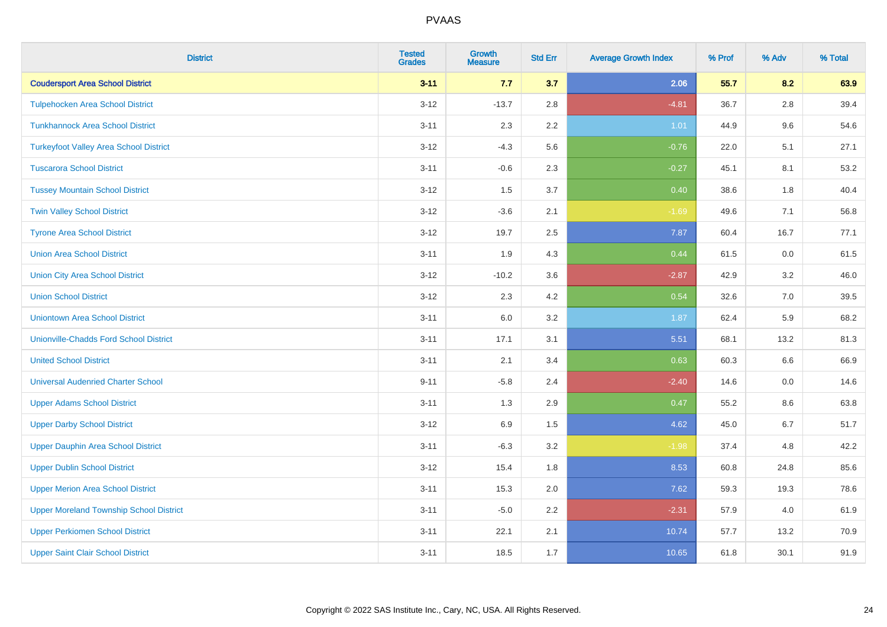| District | Tested Grades | Growth Measure | Std Err | Average Growth Index | % Prof | % Adv | % Total |
|---|---|---|---|---|---|---|---|
| **Coudersport Area School District** | **3-11** | **7.7** | **3.7** | **2.06** | **55.7** | **8.2** | **63.9** |
| Tulpehocken Area School District | 3-12 | -13.7 | 2.8 | -4.81 | 36.7 | 2.8 | 39.4 |
| Tunkhannock Area School District | 3-11 | 2.3 | 2.2 | 1.01 | 44.9 | 9.6 | 54.6 |
| Turkeyfoot Valley Area School District | 3-12 | -4.3 | 5.6 | -0.76 | 22.0 | 5.1 | 27.1 |
| Tuscarora School District | 3-11 | -0.6 | 2.3 | -0.27 | 45.1 | 8.1 | 53.2 |
| Tussey Mountain School District | 3-12 | 1.5 | 3.7 | 0.40 | 38.6 | 1.8 | 40.4 |
| Twin Valley School District | 3-12 | -3.6 | 2.1 | -1.69 | 49.6 | 7.1 | 56.8 |
| Tyrone Area School District | 3-12 | 19.7 | 2.5 | 7.87 | 60.4 | 16.7 | 77.1 |
| Union Area School District | 3-11 | 1.9 | 4.3 | 0.44 | 61.5 | 0.0 | 61.5 |
| Union City Area School District | 3-12 | -10.2 | 3.6 | -2.87 | 42.9 | 3.2 | 46.0 |
| Union School District | 3-12 | 2.3 | 4.2 | 0.54 | 32.6 | 7.0 | 39.5 |
| Uniontown Area School District | 3-11 | 6.0 | 3.2 | 1.87 | 62.4 | 5.9 | 68.2 |
| Unionville-Chadds Ford School District | 3-11 | 17.1 | 3.1 | 5.51 | 68.1 | 13.2 | 81.3 |
| United School District | 3-11 | 2.1 | 3.4 | 0.63 | 60.3 | 6.6 | 66.9 |
| Universal Audenried Charter School | 9-11 | -5.8 | 2.4 | -2.40 | 14.6 | 0.0 | 14.6 |
| Upper Adams School District | 3-11 | 1.3 | 2.9 | 0.47 | 55.2 | 8.6 | 63.8 |
| Upper Darby School District | 3-12 | 6.9 | 1.5 | 4.62 | 45.0 | 6.7 | 51.7 |
| Upper Dauphin Area School District | 3-11 | -6.3 | 3.2 | -1.98 | 37.4 | 4.8 | 42.2 |
| Upper Dublin School District | 3-12 | 15.4 | 1.8 | 8.53 | 60.8 | 24.8 | 85.6 |
| Upper Merion Area School District | 3-11 | 15.3 | 2.0 | 7.62 | 59.3 | 19.3 | 78.6 |
| Upper Moreland Township School District | 3-11 | -5.0 | 2.2 | -2.31 | 57.9 | 4.0 | 61.9 |
| Upper Perkiomen School District | 3-11 | 22.1 | 2.1 | 10.74 | 57.7 | 13.2 | 70.9 |
| Upper Saint Clair School District | 3-11 | 18.5 | 1.7 | 10.65 | 61.8 | 30.1 | 91.9 |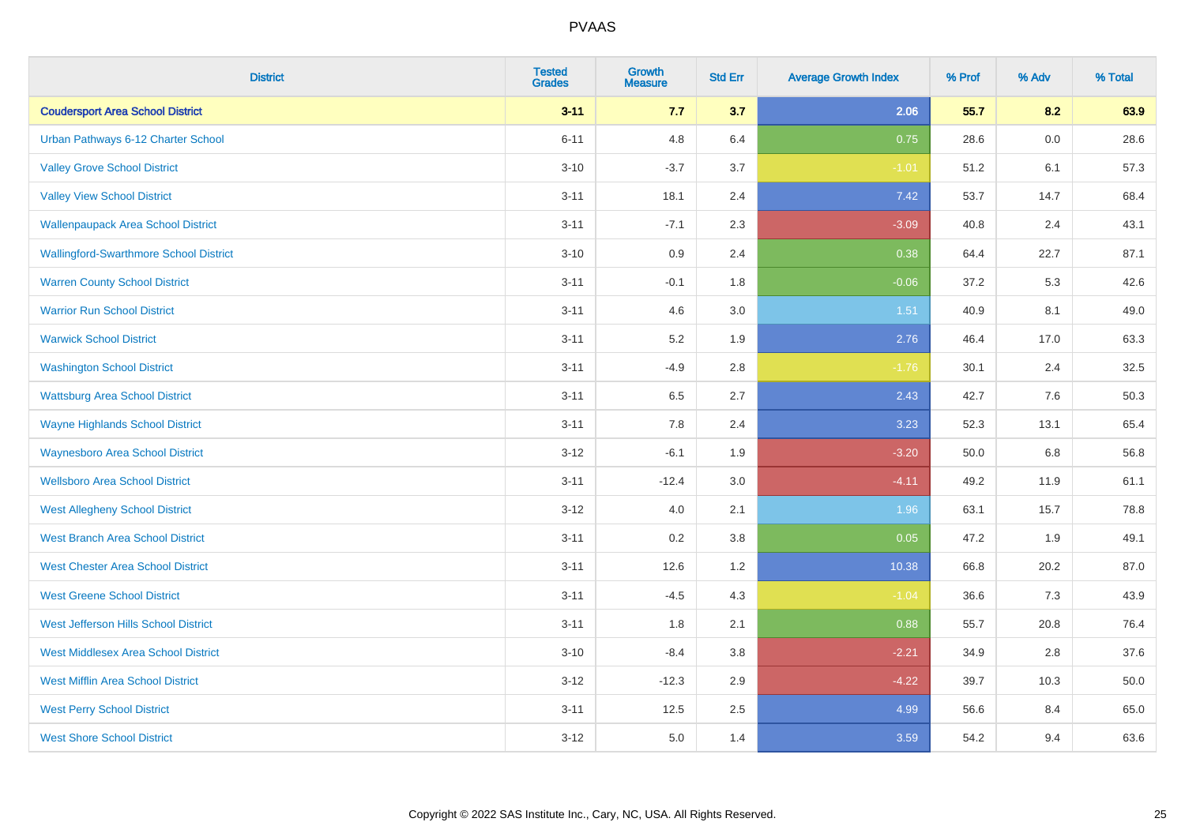| District | Tested Grades | Growth Measure | Std Err | Average Growth Index | % Prof | % Adv | % Total |
|---|---|---|---|---|---|---|---|
| **Coudersport Area School District** | **3-11** | **7.7** | **3.7** | **2.06** | **55.7** | **8.2** | **63.9** |
| Urban Pathways 6-12 Charter School | 6-11 | 4.8 | 6.4 | 0.75 | 28.6 | 0.0 | 28.6 |
| Valley Grove School District | 3-10 | -3.7 | 3.7 | -1.01 | 51.2 | 6.1 | 57.3 |
| Valley View School District | 3-11 | 18.1 | 2.4 | 7.42 | 53.7 | 14.7 | 68.4 |
| Wallenpaupack Area School District | 3-11 | -7.1 | 2.3 | -3.09 | 40.8 | 2.4 | 43.1 |
| Wallingford-Swarthmore School District | 3-10 | 0.9 | 2.4 | 0.38 | 64.4 | 22.7 | 87.1 |
| Warren County School District | 3-11 | -0.1 | 1.8 | -0.06 | 37.2 | 5.3 | 42.6 |
| Warrior Run School District | 3-11 | 4.6 | 3.0 | 1.51 | 40.9 | 8.1 | 49.0 |
| Warwick School District | 3-11 | 5.2 | 1.9 | 2.76 | 46.4 | 17.0 | 63.3 |
| Washington School District | 3-11 | -4.9 | 2.8 | -1.76 | 30.1 | 2.4 | 32.5 |
| Wattsburg Area School District | 3-11 | 6.5 | 2.7 | 2.43 | 42.7 | 7.6 | 50.3 |
| Wayne Highlands School District | 3-11 | 7.8 | 2.4 | 3.23 | 52.3 | 13.1 | 65.4 |
| Waynesboro Area School District | 3-12 | -6.1 | 1.9 | -3.20 | 50.0 | 6.8 | 56.8 |
| Wellsboro Area School District | 3-11 | -12.4 | 3.0 | -4.11 | 49.2 | 11.9 | 61.1 |
| West Allegheny School District | 3-12 | 4.0 | 2.1 | 1.96 | 63.1 | 15.7 | 78.8 |
| West Branch Area School District | 3-11 | 0.2 | 3.8 | 0.05 | 47.2 | 1.9 | 49.1 |
| West Chester Area School District | 3-11 | 12.6 | 1.2 | 10.38 | 66.8 | 20.2 | 87.0 |
| West Greene School District | 3-11 | -4.5 | 4.3 | -1.04 | 36.6 | 7.3 | 43.9 |
| West Jefferson Hills School District | 3-11 | 1.8 | 2.1 | 0.88 | 55.7 | 20.8 | 76.4 |
| West Middlesex Area School District | 3-10 | -8.4 | 3.8 | -2.21 | 34.9 | 2.8 | 37.6 |
| West Mifflin Area School District | 3-12 | -12.3 | 2.9 | -4.22 | 39.7 | 10.3 | 50.0 |
| West Perry School District | 3-11 | 12.5 | 2.5 | 4.99 | 56.6 | 8.4 | 65.0 |
| West Shore School District | 3-12 | 5.0 | 1.4 | 3.59 | 54.2 | 9.4 | 63.6 |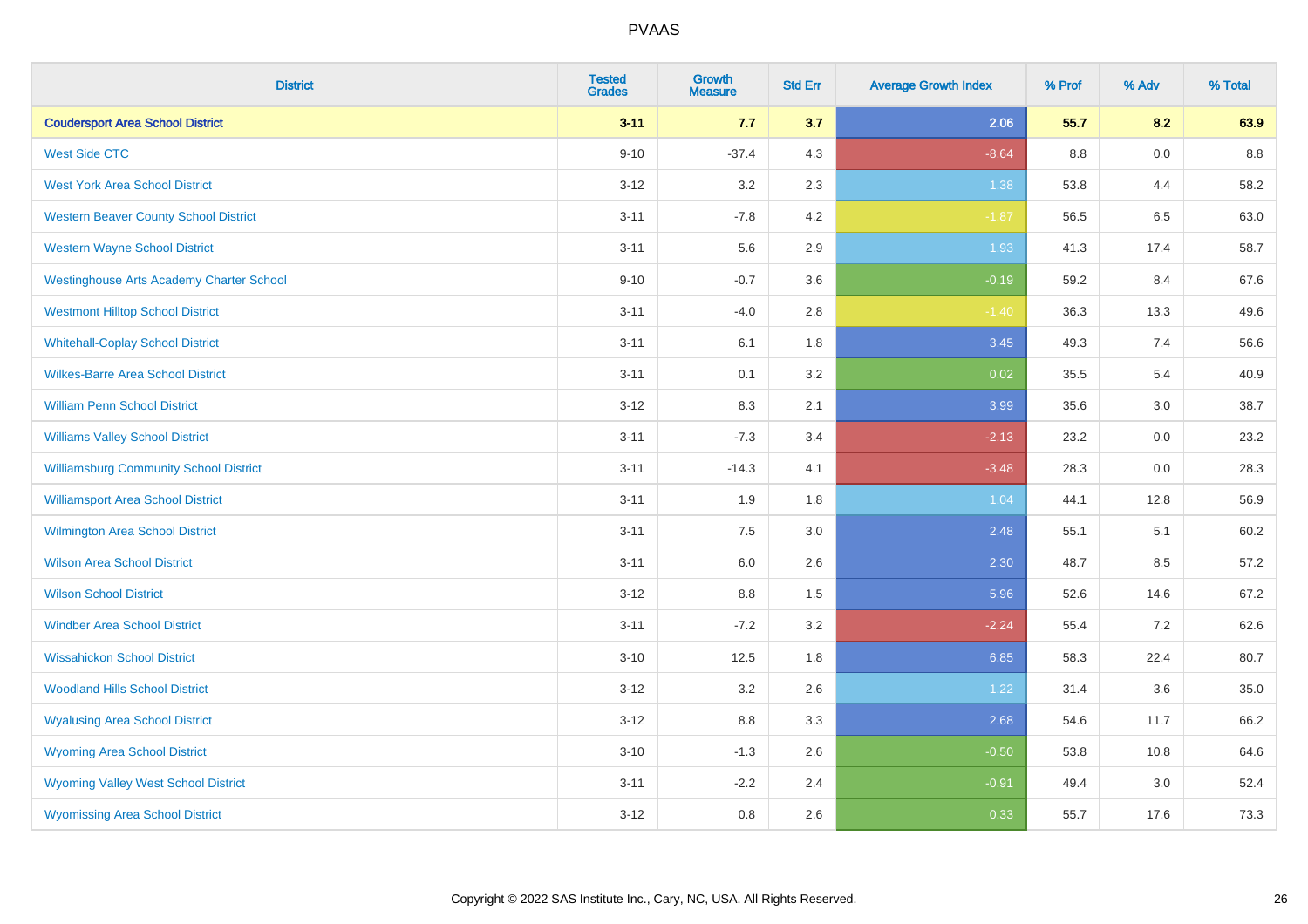# PVAAS

| District | Tested Grades | Growth Measure | Std Err | Average Growth Index | % Prof | % Adv | % Total |
|---|---|---|---|---|---|---|---|
| **Coudersport Area School District** | **3-11** | **7.7** | **3.7** | **2.06** | **55.7** | **8.2** | **63.9** |
| West Side CTC | 9-10 | -37.4 | 4.3 | -8.64 | 8.8 | 0.0 | 8.8 |
| West York Area School District | 3-12 | 3.2 | 2.3 | 1.38 | 53.8 | 4.4 | 58.2 |
| Western Beaver County School District | 3-11 | -7.8 | 4.2 | -1.87 | 56.5 | 6.5 | 63.0 |
| Western Wayne School District | 3-11 | 5.6 | 2.9 | 1.93 | 41.3 | 17.4 | 58.7 |
| Westinghouse Arts Academy Charter School | 9-10 | -0.7 | 3.6 | -0.19 | 59.2 | 8.4 | 67.6 |
| Westmont Hilltop School District | 3-11 | -4.0 | 2.8 | -1.40 | 36.3 | 13.3 | 49.6 |
| Whitehall-Coplay School District | 3-11 | 6.1 | 1.8 | 3.45 | 49.3 | 7.4 | 56.6 |
| Wilkes-Barre Area School District | 3-11 | 0.1 | 3.2 | 0.02 | 35.5 | 5.4 | 40.9 |
| William Penn School District | 3-12 | 8.3 | 2.1 | 3.99 | 35.6 | 3.0 | 38.7 |
| Williams Valley School District | 3-11 | -7.3 | 3.4 | -2.13 | 23.2 | 0.0 | 23.2 |
| Williamsburg Community School District | 3-11 | -14.3 | 4.1 | -3.48 | 28.3 | 0.0 | 28.3 |
| Williamsport Area School District | 3-11 | 1.9 | 1.8 | 1.04 | 44.1 | 12.8 | 56.9 |
| Wilmington Area School District | 3-11 | 7.5 | 3.0 | 2.48 | 55.1 | 5.1 | 60.2 |
| Wilson Area School District | 3-11 | 6.0 | 2.6 | 2.30 | 48.7 | 8.5 | 57.2 |
| Wilson School District | 3-12 | 8.8 | 1.5 | 5.96 | 52.6 | 14.6 | 67.2 |
| Windber Area School District | 3-11 | -7.2 | 3.2 | -2.24 | 55.4 | 7.2 | 62.6 |
| Wissahickon School District | 3-10 | 12.5 | 1.8 | 6.85 | 58.3 | 22.4 | 80.7 |
| Woodland Hills School District | 3-12 | 3.2 | 2.6 | 1.22 | 31.4 | 3.6 | 35.0 |
| Wyalusing Area School District | 3-12 | 8.8 | 3.3 | 2.68 | 54.6 | 11.7 | 66.2 |
| Wyoming Area School District | 3-10 | -1.3 | 2.6 | -0.50 | 53.8 | 10.8 | 64.6 |
| Wyoming Valley West School District | 3-11 | -2.2 | 2.4 | -0.91 | 49.4 | 3.0 | 52.4 |
| Wyomissing Area School District | 3-12 | 0.8 | 2.6 | 0.33 | 55.7 | 17.6 | 73.3 |

Copyright © 2022 SAS Institute Inc., Cary, NC, USA. All Rights Reserved.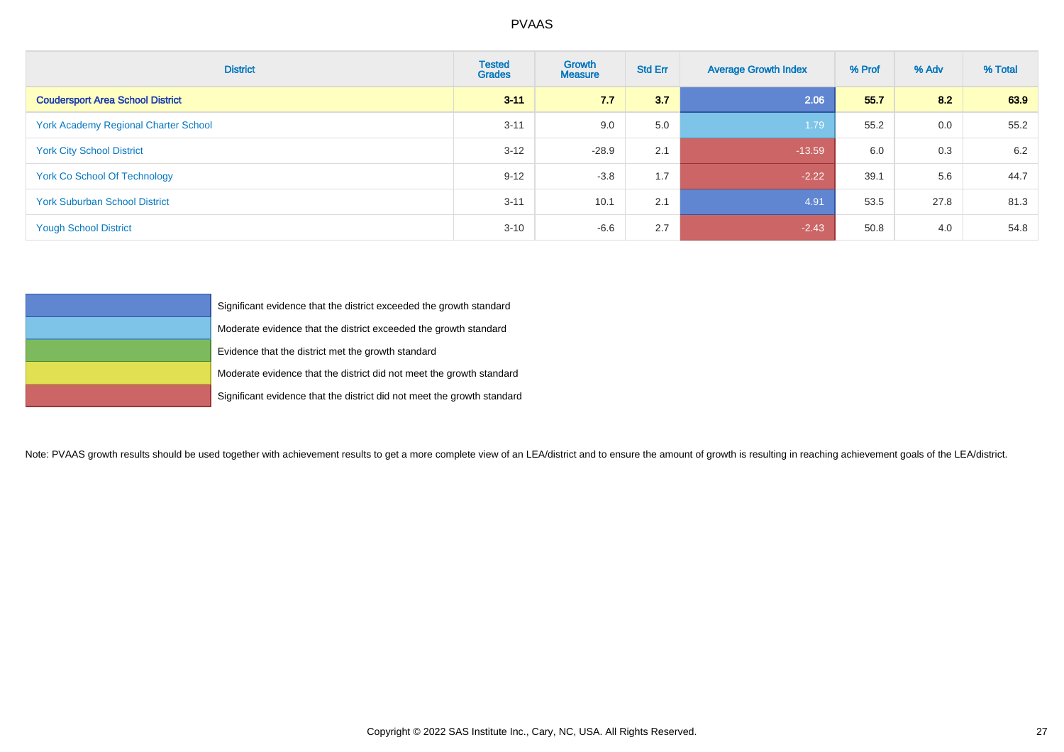# PVAAS

| District | Tested Grades | Growth Measure | Std Err | Average Growth Index | % Prof | % Adv | % Total |
|---|---|---|---|---|---|---|---|
| **Coudersport Area School District** | **3-11** | **7.7** | **3.7** | **2.06** | **55.7** | **8.2** | **63.9** |
| York Academy Regional Charter School | 3-11 | 9.0 | 5.0 | 1.79 | 55.2 | 0.0 | 55.2 |
| York City School District | 3-12 | -28.9 | 2.1 | -13.59 | 6.0 | 0.3 | 6.2 |
| York Co School Of Technology | 9-12 | -3.8 | 1.7 | -2.22 | 39.1 | 5.6 | 44.7 |
| York Suburban School District | 3-11 | 10.1 | 2.1 | 4.91 | 53.5 | 27.8 | 81.3 |
| Yough School District | 3-10 | -6.6 | 2.7 | -2.43 | 50.8 | 4.0 | 54.8 |

Significant evidence that the district exceeded the growth standard

Moderate evidence that the district exceeded the growth standard

Evidence that the district met the growth standard

Moderate evidence that the district did not meet the growth standard

Significant evidence that the district did not meet the growth standard

Note: PVAAS growth results should be used together with achievement results to get a more complete view of an LEA/district and to ensure the amount of growth is resulting in reaching achievement goals of the LEA/district.

Copyright © 2022 SAS Institute Inc., Cary, NC, USA. All Rights Reserved.